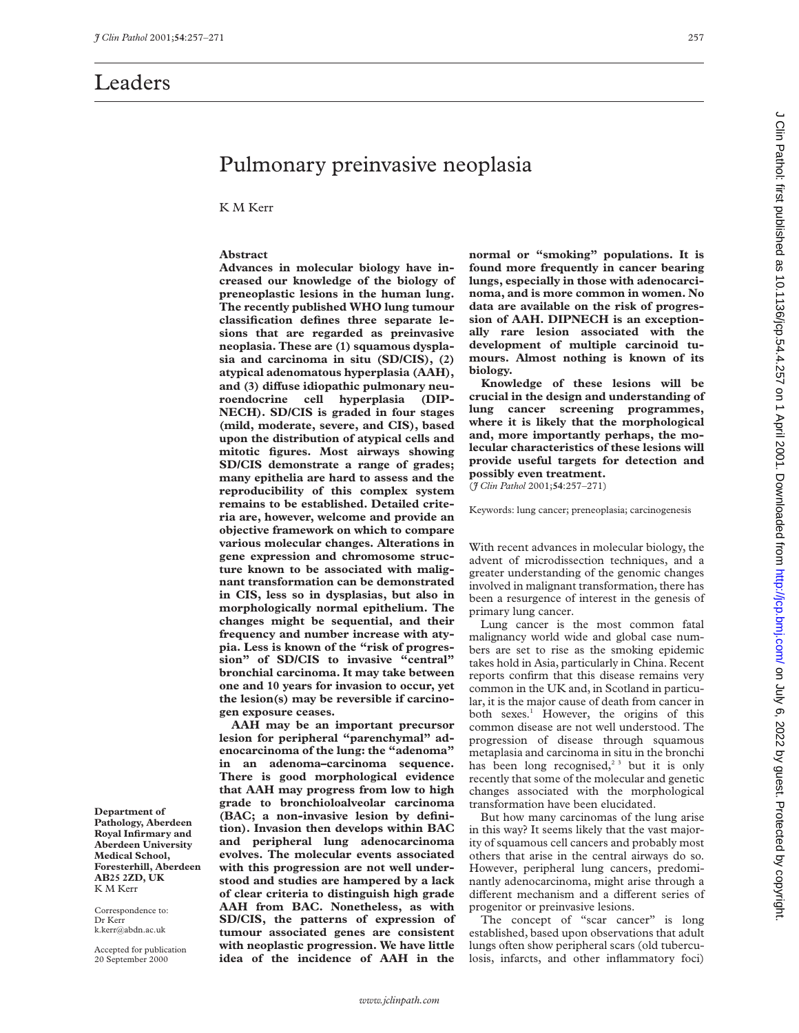# Leaders

## Pulmonary preinvasive neoplasia

K M Kerr

Department of Pathology, Aberdeen Royal Infirmary and Aberdeen University Medical School, Foresterhill, Aberdeen AB25 2ZD, UK
K M Kerr

Correspondence to:
Dr Kerr
k.kerr@abdn.ac.uk

Accepted for publication 20 September 2000

### Abstract

**Advances in molecular biology have increased our knowledge of the biology of preneoplastic lesions in the human lung. The recently published WHO lung tumour classification defines three separate lesions that are regarded as preinvasive neoplasia. These are (1) squamous dysplasia and carcinoma in situ (SD/CIS), (2) atypical adenomatous hyperplasia (AAH), and (3) diffuse idiopathic pulmonary neuroendocrine cell hyperplasia (DIPNECH). SD/CIS is graded in four stages (mild, moderate, severe, and CIS), based upon the distribution of atypical cells and mitotic figures. Most airways showing SD/CIS demonstrate a range of grades; many epithelia are hard to assess and the reproducibility of this complex system remains to be established. Detailed criteria are, however, welcome and provide an objective framework on which to compare various molecular changes. Alterations in gene expression and chromosome structure known to be associated with malignant transformation can be demonstrated in CIS, less so in dysplasias, but also in morphologically normal epithelium. The changes might be sequential, and their frequency and number increase with atypia. Less is known of the "risk of progression" of SD/CIS to invasive "central" bronchial carcinoma. It may take between one and 10 years for invasion to occur, yet the lesion(s) may be reversible if carcinogen exposure ceases.**

**AAH may be an important precursor lesion for peripheral "parenchymal" adenocarcinoma of the lung: the "adenoma" in an adenoma–carcinoma sequence. There is good morphological evidence that AAH may progress from low to high grade to bronchioloalveolar carcinoma (BAC; a non-invasive lesion by definition). Invasion then develops within BAC and peripheral lung adenocarcinoma evolves. The molecular events associated with this progression are not well understood and studies are hampered by a lack of clear criteria to distinguish high grade AAH from BAC. Nonetheless, as with SD/CIS, the patterns of expression of tumour associated genes are consistent with neoplastic progression. We have little idea of the incidence of AAH in the normal or "smoking" populations. It is found more frequently in cancer bearing lungs, especially in those with adenocarcinoma, and is more common in women. No data are available on the risk of progression of AAH. DIPNECH is an exceptionally rare lesion associated with the development of multiple carcinoid tumours. Almost nothing is known of its biology.**

**Knowledge of these lesions will be crucial in the design and understanding of lung cancer screening programmes, where it is likely that the morphological and, more importantly perhaps, the molecular characteristics of these lesions will provide useful targets for detection and possibly even treatment.**

(*J Clin Pathol* 2001;**54**:257–271)

Keywords: lung cancer; preneoplasia; carcinogenesis

With recent advances in molecular biology, the advent of microdissection techniques, and a greater understanding of the genomic changes involved in malignant transformation, there has been a resurgence of interest in the genesis of primary lung cancer.

Lung cancer is the most common fatal malignancy world wide and global case numbers are set to rise as the smoking epidemic takes hold in Asia, particularly in China. Recent reports confirm that this disease remains very common in the UK and, in Scotland in particular, it is the major cause of death from cancer in both sexes.[1] However, the origins of this common disease are not well understood. The progression of disease through squamous metaplasia and carcinoma in situ in the bronchi has been long recognised,[2,3] but it is only recently that some of the molecular and genetic changes associated with the morphological transformation have been elucidated.

But how many carcinomas of the lung arise in this way? It seems likely that the vast majority of squamous cell cancers and probably most others that arise in the central airways do so. However, peripheral lung cancers, predominantly adenocarcinoma, might arise through a different mechanism and a different series of progenitor or preinvasive lesions.

The concept of "scar cancer" is long established, based upon observations that adult lungs often show peripheral scars (old tuberculosis, infarcts, and other inflammatory foci)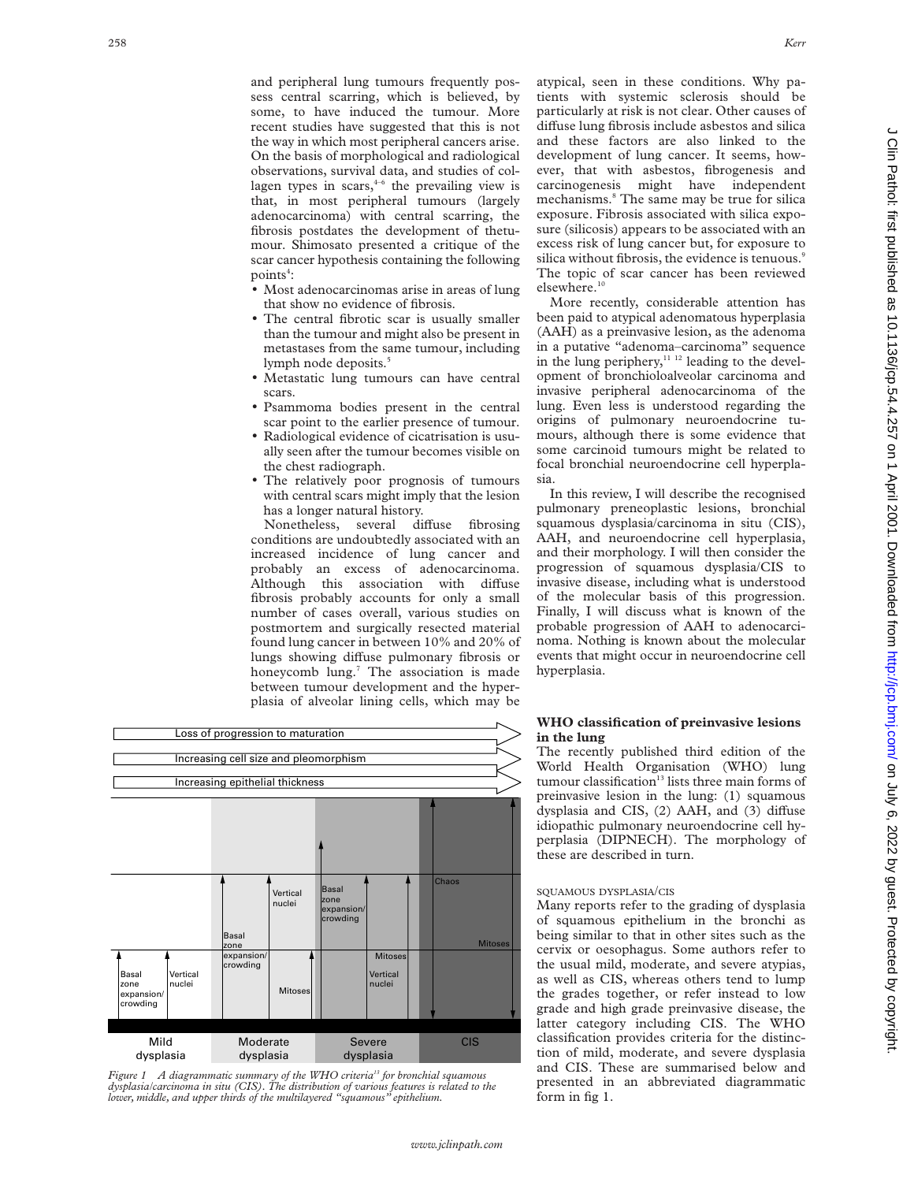and peripheral lung tumours frequently possess central scarring, which is believed, by some, to have induced the tumour. More recent studies have suggested that this is not the way in which most peripheral cancers arise. On the basis of morphological and radiological observations, survival data, and studies of collagen types in scars,[4–6] the prevailing view is that, in most peripheral tumours (largely adenocarcinoma) with central scarring, the fibrosis postdates the development of thetumour. Shimosato presented a critique of the scar cancer hypothesis containing the following points[4]:

- Most adenocarcinomas arise in areas of lung that show no evidence of fibrosis.
- The central fibrotic scar is usually smaller than the tumour and might also be present in metastases from the same tumour, including lymph node deposits.[5]
- Metastatic lung tumours can have central scars.
- Psammoma bodies present in the central scar point to the earlier presence of tumour.
- Radiological evidence of cicatrisation is usually seen after the tumour becomes visible on the chest radiograph.
- The relatively poor prognosis of tumours with central scars might imply that the lesion has a longer natural history.

Nonetheless, several diffuse fibrosing conditions are undoubtedly associated with an increased incidence of lung cancer and probably an excess of adenocarcinoma. Although this association with diffuse fibrosis probably accounts for only a small number of cases overall, various studies on postmortem and surgically resected material found lung cancer in between 10% and 20% of lungs showing diffuse pulmonary fibrosis or honeycomb lung.[7] The association is made between tumour development and the hyperplasia of alveolar lining cells, which may be atypical, seen in these conditions. Why patients with systemic sclerosis should be particularly at risk is not clear. Other causes of diffuse lung fibrosis include asbestos and silica and these factors are also linked to the development of lung cancer. It seems, however, that with asbestos, fibrogenesis and carcinogenesis might have independent mechanisms.[8] The same may be true for silica exposure. Fibrosis associated with silica exposure (silicosis) appears to be associated with an excess risk of lung cancer but, for exposure to silica without fibrosis, the evidence is tenuous.[9] The topic of scar cancer has been reviewed elsewhere.[10]

More recently, considerable attention has been paid to atypical adenomatous hyperplasia (AAH) as a preinvasive lesion, as the adenoma in a putative "adenoma–carcinoma" sequence in the lung periphery,[11 12] leading to the development of bronchioloalveolar carcinoma and invasive peripheral adenocarcinoma of the lung. Even less is understood regarding the origins of pulmonary neuroendocrine tumours, although there is some evidence that some carcinoid tumours might be related to focal bronchial neuroendocrine cell hyperplasia.

In this review, I will describe the recognised pulmonary preneoplastic lesions, bronchial squamous dysplasia/carcinoma in situ (CIS), AAH, and neuroendocrine cell hyperplasia, and their morphology. I will then consider the progression of squamous dysplasia/CIS to invasive disease, including what is understood of the molecular basis of this progression. Finally, I will discuss what is known of the probable progression of AAH to adenocarcinoma. Nothing is known about the molecular events that might occur in neuroendocrine cell hyperplasia.

Loss of progression to maturation
Increasing cell size and pleomorphism
Increasing epithelial thickness

| Mild dysplasia | Moderate dysplasia | Severe dysplasia | CIS |
|---|---|---|---|
| Basal zone expansion/crowding; Vertical nuclei | Basal zone expansion/crowding; Vertical nuclei; Mitoses | Basal zone expansion/crowding; Mitoses; Vertical nuclei | Chaos; Mitoses |

*Figure 1 A diagrammatic summary of the WHO criteria[13] for bronchial squamous dysplasia/carcinoma in situ (CIS). The distribution of various features is related to the lower, middle, and upper thirds of the multilayered "squamous" epithelium.*

## WHO classification of preinvasive lesions in the lung

The recently published third edition of the World Health Organisation (WHO) lung tumour classification[13] lists three main forms of preinvasive lesion in the lung: (1) squamous dysplasia and CIS, (2) AAH, and (3) diffuse idiopathic pulmonary neuroendocrine cell hyperplasia (DIPNECH). The morphology of these are described in turn.

### SQUAMOUS DYSPLASIA/CIS

Many reports refer to the grading of dysplasia of squamous epithelium in the bronchi as being similar to that in other sites such as the cervix or oesophagus. Some authors refer to the usual mild, moderate, and severe atypias, as well as CIS, whereas others tend to lump the grades together, or refer instead to low grade and high grade preinvasive disease, the latter category including CIS. The WHO classification provides criteria for the distinction of mild, moderate, and severe dysplasia and CIS. These are summarised below and presented in an abbreviated diagrammatic form in fig 1.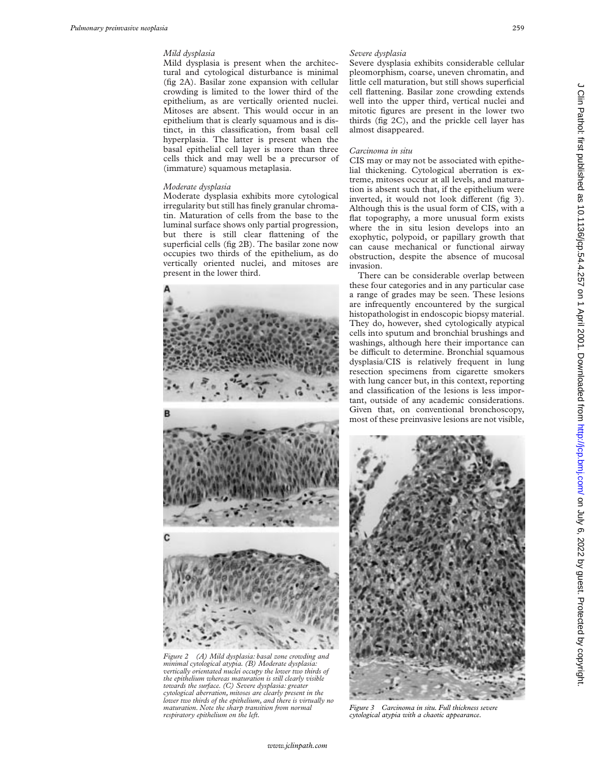### *Mild dysplasia*

Mild dysplasia is present when the architectural and cytological disturbance is minimal (fig 2A). Basilar zone expansion with cellular crowding is limited to the lower third of the epithelium, as are vertically oriented nuclei. Mitoses are absent. This would occur in an epithelium that is clearly squamous and is distinct, in this classification, from basal cell hyperplasia. The latter is present when the basal epithelial cell layer is more than three cells thick and may well be a precursor of (immature) squamous metaplasia.

### *Moderate dysplasia*

Moderate dysplasia exhibits more cytological irregularity but still has finely granular chromatin. Maturation of cells from the base to the luminal surface shows only partial progression, but there is still clear flattening of the superficial cells (fig 2B). The basilar zone now occupies two thirds of the epithelium, as do vertically oriented nuclei, and mitoses are present in the lower third.

*Figure 2 (A) Mild dysplasia: basal zone crowding and minimal cytological atypia. (B) Moderate dysplasia: vertically orientated nuclei occupy the lower two thirds of the epithelium whereas maturation is still clearly visible towards the surface. (C) Severe dysplasia: greater cytological aberration, mitoses are clearly present in the lower two thirds of the epithelium, and there is virtually no maturation. Note the sharp transition from normal respiratory epithelium on the left.*

### *Severe dysplasia*

Severe dysplasia exhibits considerable cellular pleomorphism, coarse, uneven chromatin, and little cell maturation, but still shows superficial cell flattening. Basilar zone crowding extends well into the upper third, vertical nuclei and mitotic figures are present in the lower two thirds (fig 2C), and the prickle cell layer has almost disappeared.

### *Carcinoma in situ*

CIS may or may not be associated with epithelial thickening. Cytological aberration is extreme, mitoses occur at all levels, and maturation is absent such that, if the epithelium were inverted, it would not look different (fig 3). Although this is the usual form of CIS, with a flat topography, a more unusual form exists where the in situ lesion develops into an exophytic, polypoid, or papillary growth that can cause mechanical or functional airway obstruction, despite the absence of mucosal invasion.

There can be considerable overlap between these four categories and in any particular case a range of grades may be seen. These lesions are infrequently encountered by the surgical histopathologist in endoscopic biopsy material. They do, however, shed cytologically atypical cells into sputum and bronchial brushings and washings, although here their importance can be difficult to determine. Bronchial squamous dysplasia/CIS is relatively frequent in lung resection specimens from cigarette smokers with lung cancer but, in this context, reporting and classification of the lesions is less important, outside of any academic considerations. Given that, on conventional bronchoscopy, most of these preinvasive lesions are not visible,

*Figure 3 Carcinoma in situ. Full thickness severe cytological atypia with a chaotic appearance.*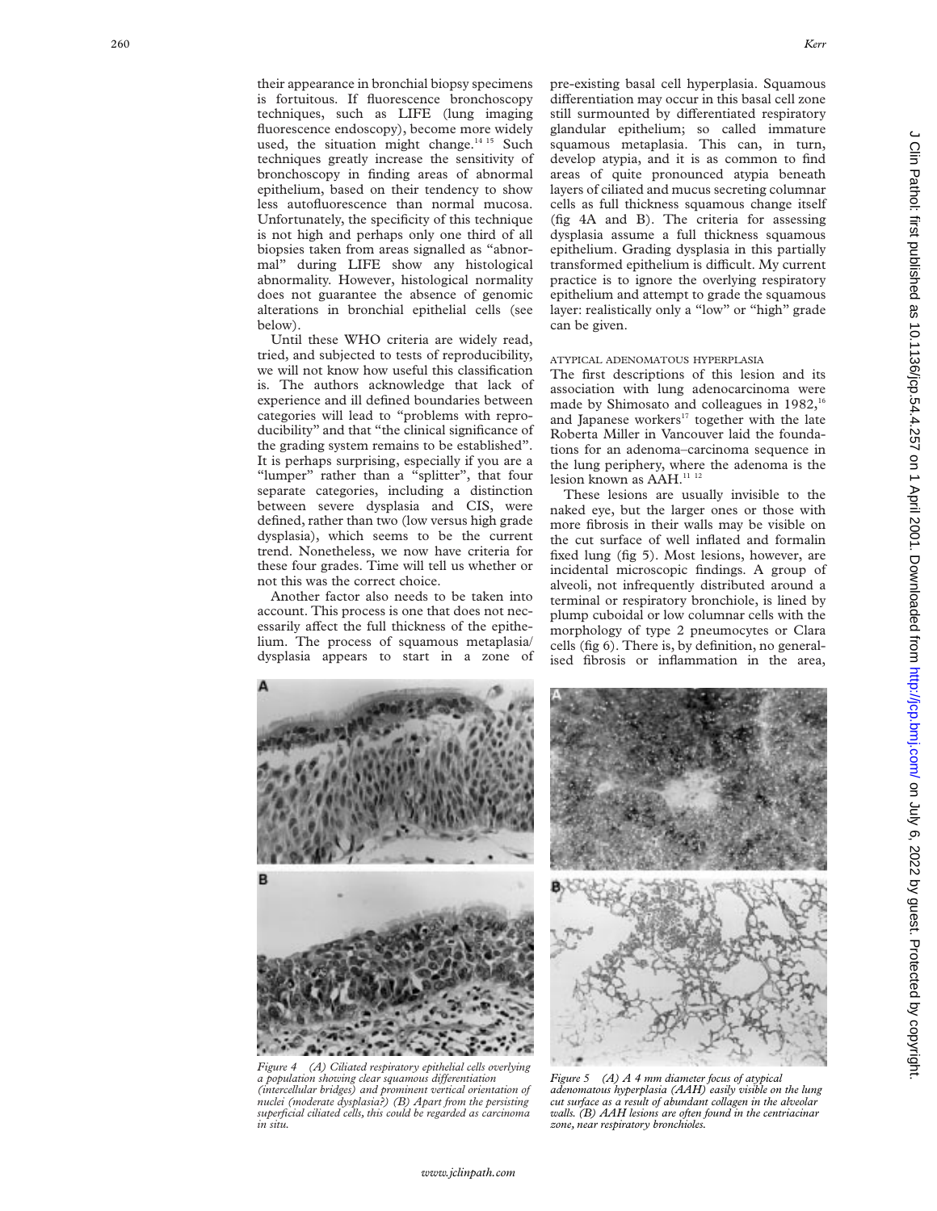their appearance in bronchial biopsy specimens is fortuitous. If fluorescence bronchoscopy techniques, such as LIFE (lung imaging fluorescence endoscopy), become more widely used, the situation might change.[14 15] Such techniques greatly increase the sensitivity of bronchoscopy in finding areas of abnormal epithelium, based on their tendency to show less autofluorescence than normal mucosa. Unfortunately, the specificity of this technique is not high and perhaps only one third of all biopsies taken from areas signalled as "abnormal" during LIFE show any histological abnormality. However, histological normality does not guarantee the absence of genomic alterations in bronchial epithelial cells (see below).

Until these WHO criteria are widely read, tried, and subjected to tests of reproducibility, we will not know how useful this classification is. The authors acknowledge that lack of experience and ill defined boundaries between categories will lead to "problems with reproducibility" and that "the clinical significance of the grading system remains to be established". It is perhaps surprising, especially if you are a "lumper" rather than a "splitter", that four separate categories, including a distinction between severe dysplasia and CIS, were defined, rather than two (low versus high grade dysplasia), which seems to be the current trend. Nonetheless, we now have criteria for these four grades. Time will tell us whether or not this was the correct choice.

Another factor also needs to be taken into account. This process is one that does not necessarily affect the full thickness of the epithelium. The process of squamous metaplasia/dysplasia appears to start in a zone of pre-existing basal cell hyperplasia. Squamous differentiation may occur in this basal cell zone still surmounted by differentiated respiratory glandular epithelium; so called immature squamous metaplasia. This can, in turn, develop atypia, and it is as common to find areas of quite pronounced atypia beneath layers of ciliated and mucus secreting columnar cells as full thickness squamous change itself (fig 4A and B). The criteria for assessing dysplasia assume a full thickness squamous epithelium. Grading dysplasia in this partially transformed epithelium is difficult. My current practice is to ignore the overlying respiratory epithelium and attempt to grade the squamous layer: realistically only a "low" or "high" grade can be given.

### ATYPICAL ADENOMATOUS HYPERPLASIA

The first descriptions of this lesion and its association with lung adenocarcinoma were made by Shimosato and colleagues in 1982,[16] and Japanese workers[17] together with the late Roberta Miller in Vancouver laid the foundations for an adenoma–carcinoma sequence in the lung periphery, where the adenoma is the lesion known as AAH.[11 12]

These lesions are usually invisible to the naked eye, but the larger ones or those with more fibrosis in their walls may be visible on the cut surface of well inflated and formalin fixed lung (fig 5). Most lesions, however, are incidental microscopic findings. A group of alveoli, not infrequently distributed around a terminal or respiratory bronchiole, is lined by plump cuboidal or low columnar cells with the morphology of type 2 pneumocytes or Clara cells (fig 6). There is, by definition, no generalised fibrosis or inflammation in the area,

*Figure 4 (A) Ciliated respiratory epithelial cells overlying a population showing clear squamous differentiation (intercellular bridges) and prominent vertical orientation of nuclei (moderate dysplasia?) (B) Apart from the persisting superficial ciliated cells, this could be regarded as carcinoma in situ.*

*Figure 5 (A) A 4 mm diameter focus of atypical adenomatous hyperplasia (AAH) easily visible on the lung cut surface as a result of abundant collagen in the alveolar walls. (B) AAH lesions are often found in the centriacinar zone, near respiratory bronchioles.*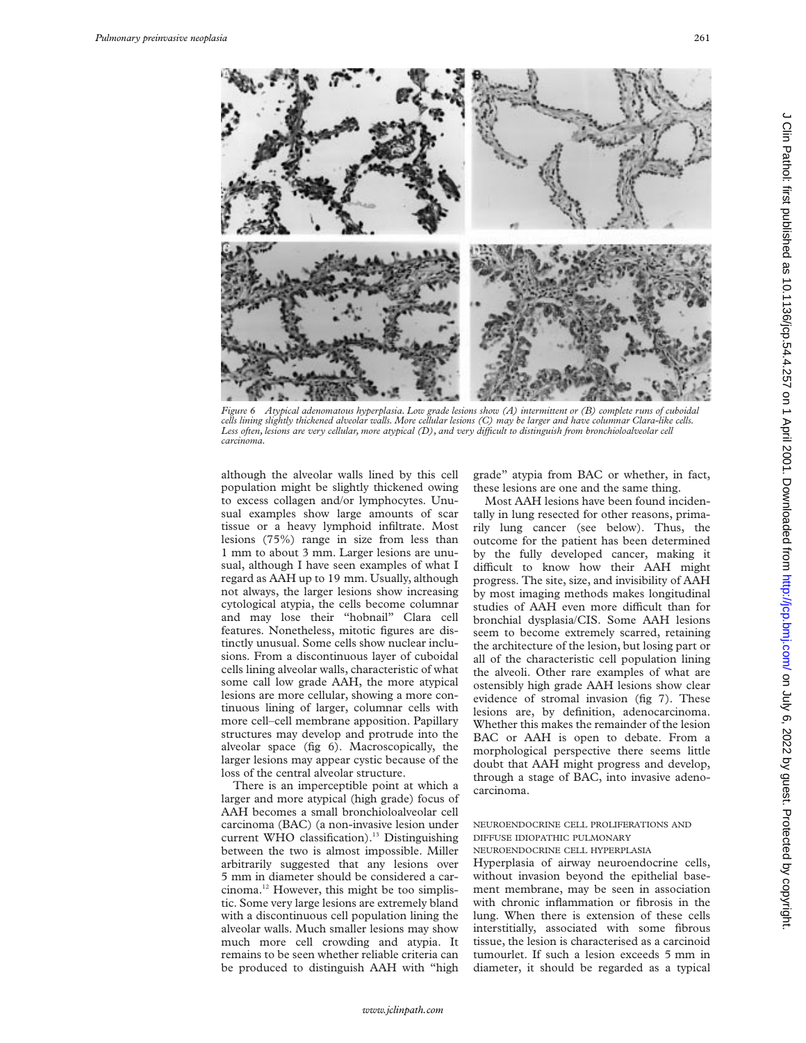*Figure 6 Atypical adenomatous hyperplasia. Low grade lesions show (A) intermittent or (B) complete runs of cuboidal cells lining slightly thickened alveolar walls. More cellular lesions (C) may be larger and have columnar Clara-like cells. Less often, lesions are very cellular, more atypical (D), and very difficult to distinguish from bronchioloalveolar cell carcinoma.*

although the alveolar walls lined by this cell population might be slightly thickened owing to excess collagen and/or lymphocytes. Unusual examples show large amounts of scar tissue or a heavy lymphoid infiltrate. Most lesions (75%) range in size from less than 1 mm to about 3 mm. Larger lesions are unusual, although I have seen examples of what I regard as AAH up to 19 mm. Usually, although not always, the larger lesions show increasing cytological atypia, the cells become columnar and may lose their "hobnail" Clara cell features. Nonetheless, mitotic figures are distinctly unusual. Some cells show nuclear inclusions. From a discontinuous layer of cuboidal cells lining alveolar walls, characteristic of what some call low grade AAH, the more atypical lesions are more cellular, showing a more continuous lining of larger, columnar cells with more cell–cell membrane apposition. Papillary structures may develop and protrude into the alveolar space (fig 6). Macroscopically, the larger lesions may appear cystic because of the loss of the central alveolar structure.

There is an imperceptible point at which a larger and more atypical (high grade) focus of AAH becomes a small bronchioloalveolar cell carcinoma (BAC) (a non-invasive lesion under current WHO classification).[13] Distinguishing between the two is almost impossible. Miller arbitrarily suggested that any lesions over 5 mm in diameter should be considered a carcinoma.[12] However, this might be too simplistic. Some very large lesions are extremely bland with a discontinuous cell population lining the alveolar walls. Much smaller lesions may show much more cell crowding and atypia. It remains to be seen whether reliable criteria can be produced to distinguish AAH with "high grade" atypia from BAC or whether, in fact, these lesions are one and the same thing.

Most AAH lesions have been found incidentally in lung resected for other reasons, primarily lung cancer (see below). Thus, the outcome for the patient has been determined by the fully developed cancer, making it difficult to know how their AAH might progress. The site, size, and invisibility of AAH by most imaging methods makes longitudinal studies of AAH even more difficult than for bronchial dysplasia/CIS. Some AAH lesions seem to become extremely scarred, retaining the architecture of the lesion, but losing part or all of the characteristic cell population lining the alveoli. Other rare examples of what are ostensibly high grade AAH lesions show clear evidence of stromal invasion (fig 7). These lesions are, by definition, adenocarcinoma. Whether this makes the remainder of the lesion BAC or AAH is open to debate. From a morphological perspective there seems little doubt that AAH might progress and develop, through a stage of BAC, into invasive adenocarcinoma.

### NEUROENDOCRINE CELL PROLIFERATIONS AND DIFFUSE IDIOPATHIC PULMONARY NEUROENDOCRINE CELL HYPERPLASIA

Hyperplasia of airway neuroendocrine cells, without invasion beyond the epithelial basement membrane, may be seen in association with chronic inflammation or fibrosis in the lung. When there is extension of these cells interstitially, associated with some fibrous tissue, the lesion is characterised as a carcinoid tumourlet. If such a lesion exceeds 5 mm in diameter, it should be regarded as a typical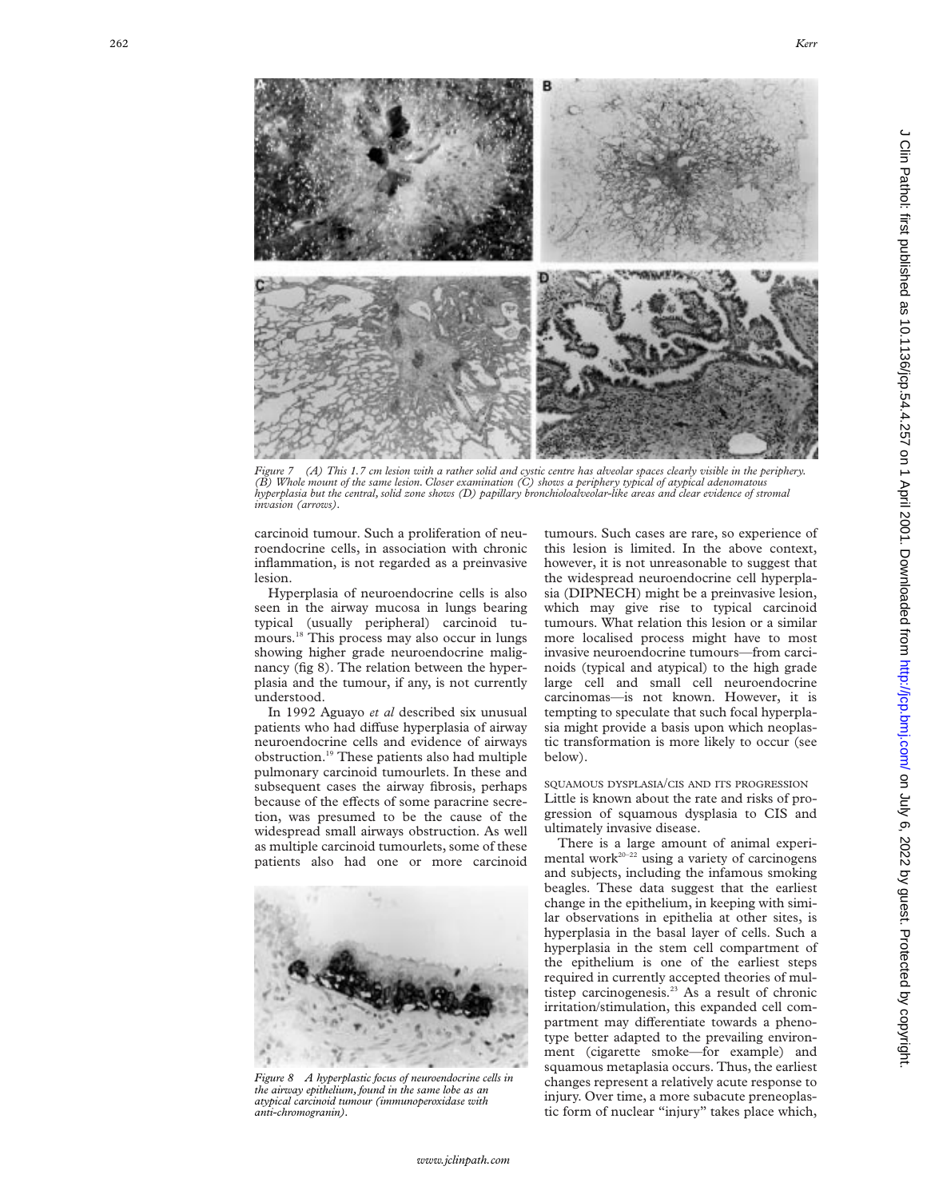Figure 7 (A) This 1.7 cm lesion with a rather solid and cystic centre has alveolar spaces clearly visible in the periphery. (B) Whole mount of the same lesion. Closer examination (C) shows a periphery typical of atypical adenomatous hyperplasia but the central, solid zone shows (D) papillary bronchioloalveolar-like areas and clear evidence of stromal invasion (arrows).

carcinoid tumour. Such a proliferation of neuroendocrine cells, in association with chronic inflammation, is not regarded as a preinvasive lesion.

Hyperplasia of neuroendocrine cells is also seen in the airway mucosa in lungs bearing typical (usually peripheral) carcinoid tumours.[18] This process may also occur in lungs showing higher grade neuroendocrine malignancy (fig 8). The relation between the hyperplasia and the tumour, if any, is not currently understood.

In 1992 Aguayo *et al* described six unusual patients who had diffuse hyperplasia of airway neuroendocrine cells and evidence of airways obstruction.[19] These patients also had multiple pulmonary carcinoid tumourlets. In these and subsequent cases the airway fibrosis, perhaps because of the effects of some paracrine secretion, was presumed to be the cause of the widespread small airways obstruction. As well as multiple carcinoid tumourlets, some of these patients also had one or more carcinoid tumours. Such cases are rare, so experience of this lesion is limited. In the above context, however, it is not unreasonable to suggest that the widespread neuroendocrine cell hyperplasia (DIPNECH) might be a preinvasive lesion, which may give rise to typical carcinoid tumours. What relation this lesion or a similar more localised process might have to most invasive neuroendocrine tumours—from carcinoids (typical and atypical) to the high grade large cell and small cell neuroendocrine carcinomas—is not known. However, it is tempting to speculate that such focal hyperplasia might provide a basis upon which neoplastic transformation is more likely to occur (see below).

Figure 8 A hyperplastic focus of neuroendocrine cells in the airway epithelium, found in the same lobe as an atypical carcinoid tumour (immunoperoxidase with anti-chromogranin).

### SQUAMOUS DYSPLASIA/CIS AND ITS PROGRESSION

Little is known about the rate and risks of progression of squamous dysplasia to CIS and ultimately invasive disease.

There is a large amount of animal experimental work[20–22] using a variety of carcinogens and subjects, including the infamous smoking beagles. These data suggest that the earliest change in the epithelium, in keeping with similar observations in epithelia at other sites, is hyperplasia in the basal layer of cells. Such a hyperplasia in the stem cell compartment of the epithelium is one of the earliest steps required in currently accepted theories of multistep carcinogenesis.[23] As a result of chronic irritation/stimulation, this expanded cell compartment may differentiate towards a phenotype better adapted to the prevailing environment (cigarette smoke—for example) and squamous metaplasia occurs. Thus, the earliest changes represent a relatively acute response to injury. Over time, a more subacute preneoplastic form of nuclear "injury" takes place which,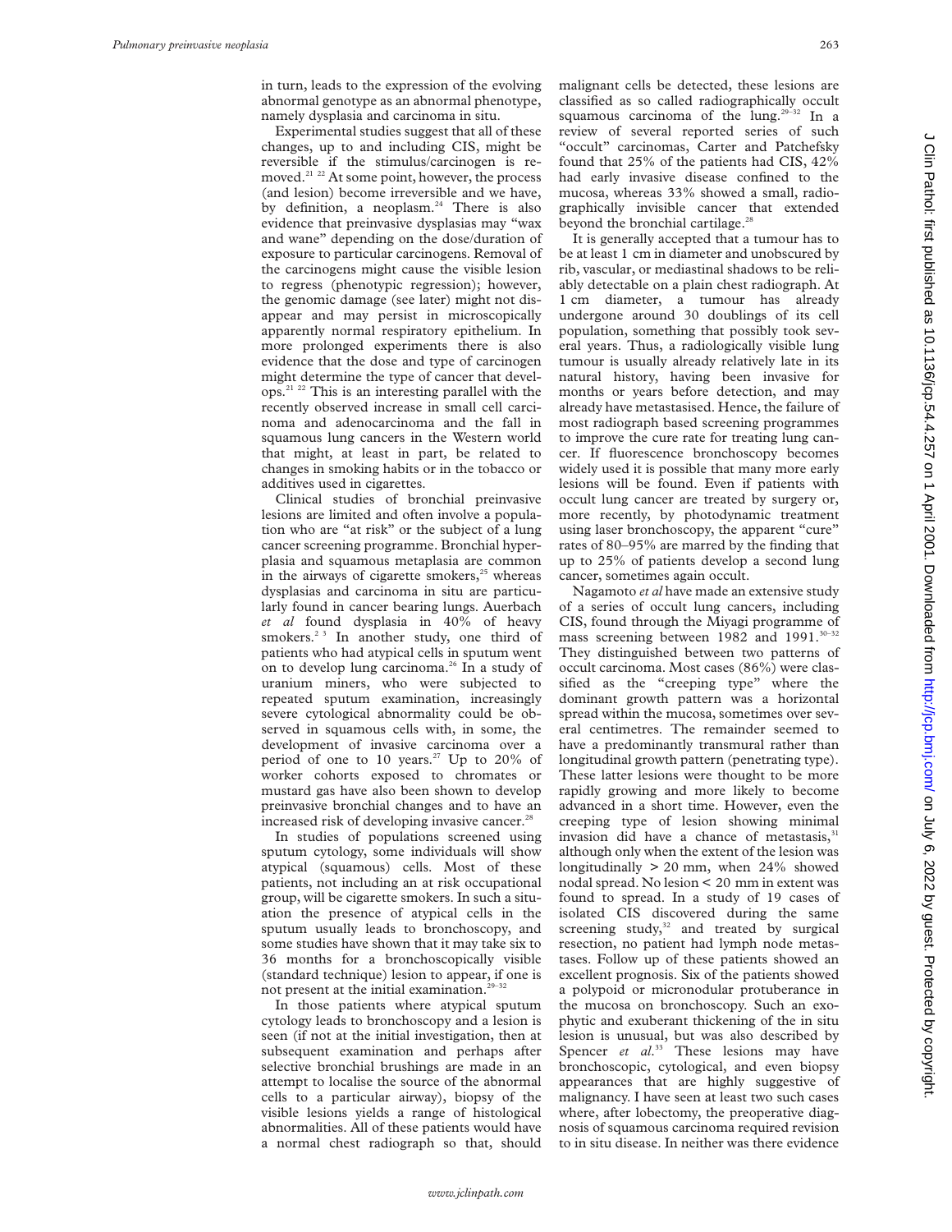in turn, leads to the expression of the evolving abnormal genotype as an abnormal phenotype, namely dysplasia and carcinoma in situ.

Experimental studies suggest that all of these changes, up to and including CIS, might be reversible if the stimulus/carcinogen is removed.[21 22] At some point, however, the process (and lesion) become irreversible and we have, by definition, a neoplasm.[24] There is also evidence that preinvasive dysplasias may "wax and wane" depending on the dose/duration of exposure to particular carcinogens. Removal of the carcinogens might cause the visible lesion to regress (phenotypic regression); however, the genomic damage (see later) might not disappear and may persist in microscopically apparently normal respiratory epithelium. In more prolonged experiments there is also evidence that the dose and type of carcinogen might determine the type of cancer that develops.[21 22] This is an interesting parallel with the recently observed increase in small cell carcinoma and adenocarcinoma and the fall in squamous lung cancers in the Western world that might, at least in part, be related to changes in smoking habits or in the tobacco or additives used in cigarettes.

Clinical studies of bronchial preinvasive lesions are limited and often involve a population who are "at risk" or the subject of a lung cancer screening programme. Bronchial hyperplasia and squamous metaplasia are common in the airways of cigarette smokers,[25] whereas dysplasias and carcinoma in situ are particularly found in cancer bearing lungs. Auerbach *et al* found dysplasia in 40% of heavy smokers.[2 3] In another study, one third of patients who had atypical cells in sputum went on to develop lung carcinoma.[26] In a study of uranium miners, who were subjected to repeated sputum examination, increasingly severe cytological abnormality could be observed in squamous cells with, in some, the development of invasive carcinoma over a period of one to 10 years.[27] Up to 20% of worker cohorts exposed to chromates or mustard gas have also been shown to develop preinvasive bronchial changes and to have an increased risk of developing invasive cancer.[28]

In studies of populations screened using sputum cytology, some individuals will show atypical (squamous) cells. Most of these patients, not including an at risk occupational group, will be cigarette smokers. In such a situation the presence of atypical cells in the sputum usually leads to bronchoscopy, and some studies have shown that it may take six to 36 months for a bronchoscopically visible (standard technique) lesion to appear, if one is not present at the initial examination.[29–32]

In those patients where atypical sputum cytology leads to bronchoscopy and a lesion is seen (if not at the initial investigation, then at subsequent examination and perhaps after selective bronchial brushings are made in an attempt to localise the source of the abnormal cells to a particular airway), biopsy of the visible lesions yields a range of histological abnormalities. All of these patients would have a normal chest radiograph so that, should malignant cells be detected, these lesions are classified as so called radiographically occult squamous carcinoma of the lung.[29–32] In a review of several reported series of such "occult" carcinomas, Carter and Patchefsky found that 25% of the patients had CIS, 42% had early invasive disease confined to the mucosa, whereas 33% showed a small, radiographically invisible cancer that extended beyond the bronchial cartilage.[28]

It is generally accepted that a tumour has to be at least 1 cm in diameter and unobscured by rib, vascular, or mediastinal shadows to be reliably detectable on a plain chest radiograph. At 1 cm diameter, a tumour has already undergone around 30 doublings of its cell population, something that possibly took several years. Thus, a radiologically visible lung tumour is usually already relatively late in its natural history, having been invasive for months or years before detection, and may already have metastasised. Hence, the failure of most radiograph based screening programmes to improve the cure rate for treating lung cancer. If fluorescence bronchoscopy becomes widely used it is possible that many more early lesions will be found. Even if patients with occult lung cancer are treated by surgery or, more recently, by photodynamic treatment using laser bronchoscopy, the apparent "cure" rates of 80–95% are marred by the finding that up to 25% of patients develop a second lung cancer, sometimes again occult.

Nagamoto *et al* have made an extensive study of a series of occult lung cancers, including CIS, found through the Miyagi programme of mass screening between 1982 and 1991.[30–32] They distinguished between two patterns of occult carcinoma. Most cases (86%) were classified as the "creeping type" where the dominant growth pattern was a horizontal spread within the mucosa, sometimes over several centimetres. The remainder seemed to have a predominantly transmural rather than longitudinal growth pattern (penetrating type). These latter lesions were thought to be more rapidly growing and more likely to become advanced in a short time. However, even the creeping type of lesion showing minimal invasion did have a chance of metastasis,[31] although only when the extent of the lesion was longitudinally > 20 mm, when 24% showed nodal spread. No lesion < 20 mm in extent was found to spread. In a study of 19 cases of isolated CIS discovered during the same screening study,[32] and treated by surgical resection, no patient had lymph node metastases. Follow up of these patients showed an excellent prognosis. Six of the patients showed a polypoid or micronodular protuberance in the mucosa on bronchoscopy. Such an exophytic and exuberant thickening of the in situ lesion is unusual, but was also described by Spencer *et al*.[33] These lesions may have bronchoscopic, cytological, and even biopsy appearances that are highly suggestive of malignancy. I have seen at least two such cases where, after lobectomy, the preoperative diagnosis of squamous carcinoma required revision to in situ disease. In neither was there evidence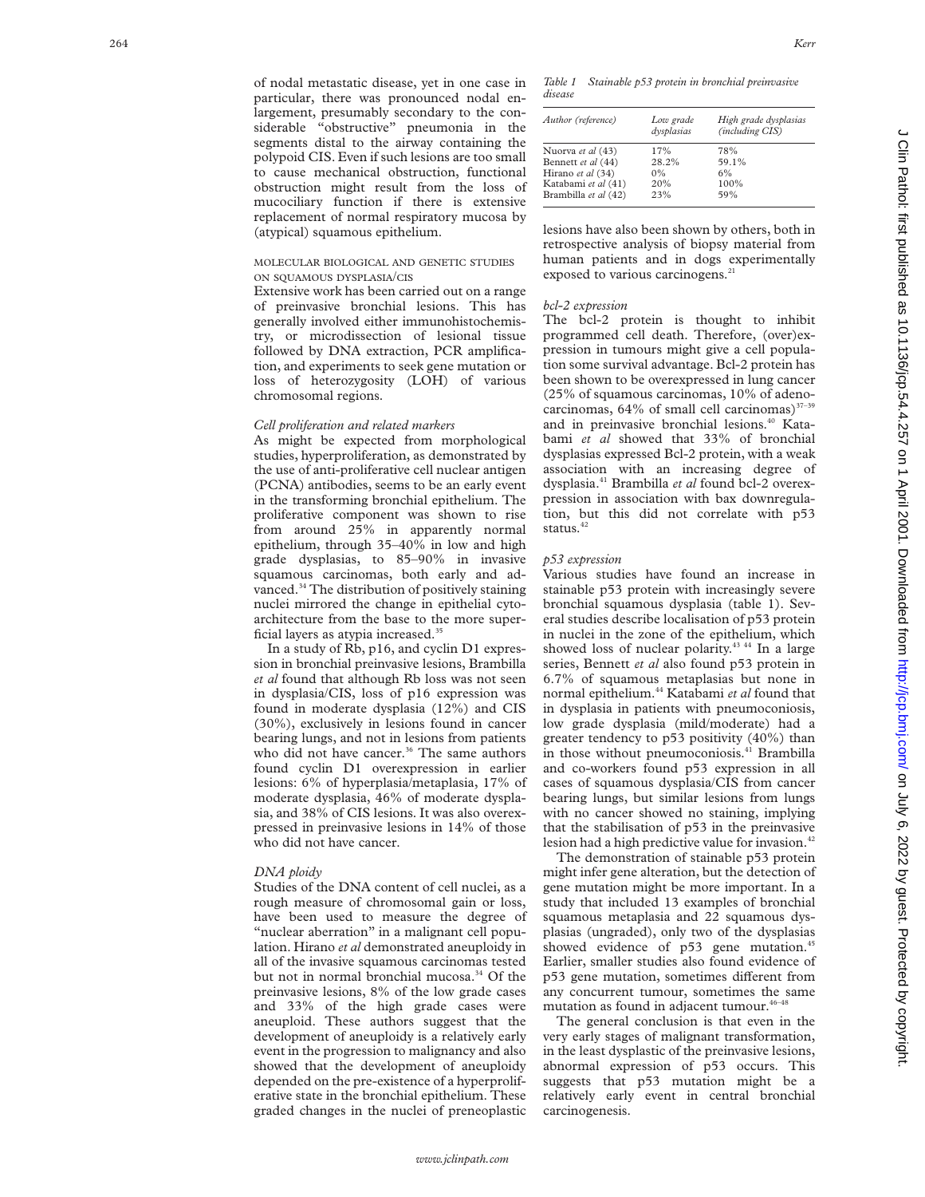of nodal metastatic disease, yet in one case in particular, there was pronounced nodal enlargement, presumably secondary to the considerable "obstructive" pneumonia in the segments distal to the airway containing the polypoid CIS. Even if such lesions are too small to cause mechanical obstruction, functional obstruction might result from the loss of mucociliary function if there is extensive replacement of normal respiratory mucosa by (atypical) squamous epithelium.

### MOLECULAR BIOLOGICAL AND GENETIC STUDIES ON SQUAMOUS DYSPLASIA/CIS

Extensive work has been carried out on a range of preinvasive bronchial lesions. This has generally involved either immunohistochemistry, or microdissection of lesional tissue followed by DNA extraction, PCR amplification, and experiments to seek gene mutation or loss of heterozygosity (LOH) of various chromosomal regions.

#### *Cell proliferation and related markers*

As might be expected from morphological studies, hyperproliferation, as demonstrated by the use of anti-proliferative cell nuclear antigen (PCNA) antibodies, seems to be an early event in the transforming bronchial epithelium. The proliferative component was shown to rise from around 25% in apparently normal epithelium, through 35–40% in low and high grade dysplasias, to 85–90% in invasive squamous carcinomas, both early and advanced.[34] The distribution of positively staining nuclei mirrored the change in epithelial cytoarchitecture from the base to the more superficial layers as atypia increased.[35]

In a study of Rb, p16, and cyclin D1 expression in bronchial preinvasive lesions, Brambilla *et al* found that although Rb loss was not seen in dysplasia/CIS, loss of p16 expression was found in moderate dysplasia (12%) and CIS (30%), exclusively in lesions found in cancer bearing lungs, and not in lesions from patients who did not have cancer.[36] The same authors found cyclin D1 overexpression in earlier lesions: 6% of hyperplasia/metaplasia, 17% of moderate dysplasia, 46% of moderate dysplasia, and 38% of CIS lesions. It was also overexpressed in preinvasive lesions in 14% of those who did not have cancer.

#### *DNA ploidy*

Studies of the DNA content of cell nuclei, as a rough measure of chromosomal gain or loss, have been used to measure the degree of "nuclear aberration" in a malignant cell population. Hirano *et al* demonstrated aneuploidy in all of the invasive squamous carcinomas tested but not in normal bronchial mucosa.[34] Of the preinvasive lesions, 8% of the low grade cases and 33% of the high grade cases were aneuploid. These authors suggest that the development of aneuploidy is a relatively early event in the progression to malignancy and also showed that the development of aneuploidy depended on the pre-existence of a hyperproliferative state in the bronchial epithelium. These graded changes in the nuclei of preneoplastic lesions have also been shown by others, both in retrospective analysis of biopsy material from human patients and in dogs experimentally exposed to various carcinogens.[21]

*Table 1 Stainable p53 protein in bronchial preinvasive disease*

| *Author (reference)* | *Low grade dysplasias* | *High grade dysplasias (including CIS)* |
|---|---|---|
| Nuorva *et al* (43) | 17% | 78% |
| Bennett *et al* (44) | 28.2% | 59.1% |
| Hirano *et al* (34) | 0% | 6% |
| Katabami *et al* (41) | 20% | 100% |
| Brambilla *et al* (42) | 23% | 59% |

#### *bcl-2 expression*

The bcl-2 protein is thought to inhibit programmed cell death. Therefore, (over)expression in tumours might give a cell population some survival advantage. Bcl-2 protein has been shown to be overexpressed in lung cancer (25% of squamous carcinomas, 10% of adenocarcinomas, 64% of small cell carcinomas)[37–39] and in preinvasive bronchial lesions.[40] Katabami *et al* showed that 33% of bronchial dysplasias expressed Bcl-2 protein, with a weak association with an increasing degree of dysplasia.[41] Brambilla *et al* found bcl-2 overexpression in association with bax downregulation, but this did not correlate with p53 status.[42]

#### *p53 expression*

Various studies have found an increase in stainable p53 protein with increasingly severe bronchial squamous dysplasia (table 1). Several studies describe localisation of p53 protein in nuclei in the zone of the epithelium, which showed loss of nuclear polarity.[43,44] In a large series, Bennett *et al* also found p53 protein in 6.7% of squamous metaplasias but none in normal epithelium.[44] Katabami *et al* found that in dysplasia in patients with pneumoconiosis, low grade dysplasia (mild/moderate) had a greater tendency to p53 positivity (40%) than in those without pneumoconiosis.[41] Brambilla and co-workers found p53 expression in all cases of squamous dysplasia/CIS from cancer bearing lungs, but similar lesions from lungs with no cancer showed no staining, implying that the stabilisation of p53 in the preinvasive lesion had a high predictive value for invasion.[42]

The demonstration of stainable p53 protein might infer gene alteration, but the detection of gene mutation might be more important. In a study that included 13 examples of bronchial squamous metaplasia and 22 squamous dysplasias (ungraded), only two of the dysplasias showed evidence of p53 gene mutation.[45] Earlier, smaller studies also found evidence of p53 gene mutation, sometimes different from any concurrent tumour, sometimes the same mutation as found in adjacent tumour.[46–48]

The general conclusion is that even in the very early stages of malignant transformation, in the least dysplastic of the preinvasive lesions, abnormal expression of p53 occurs. This suggests that p53 mutation might be a relatively early event in central bronchial carcinogenesis.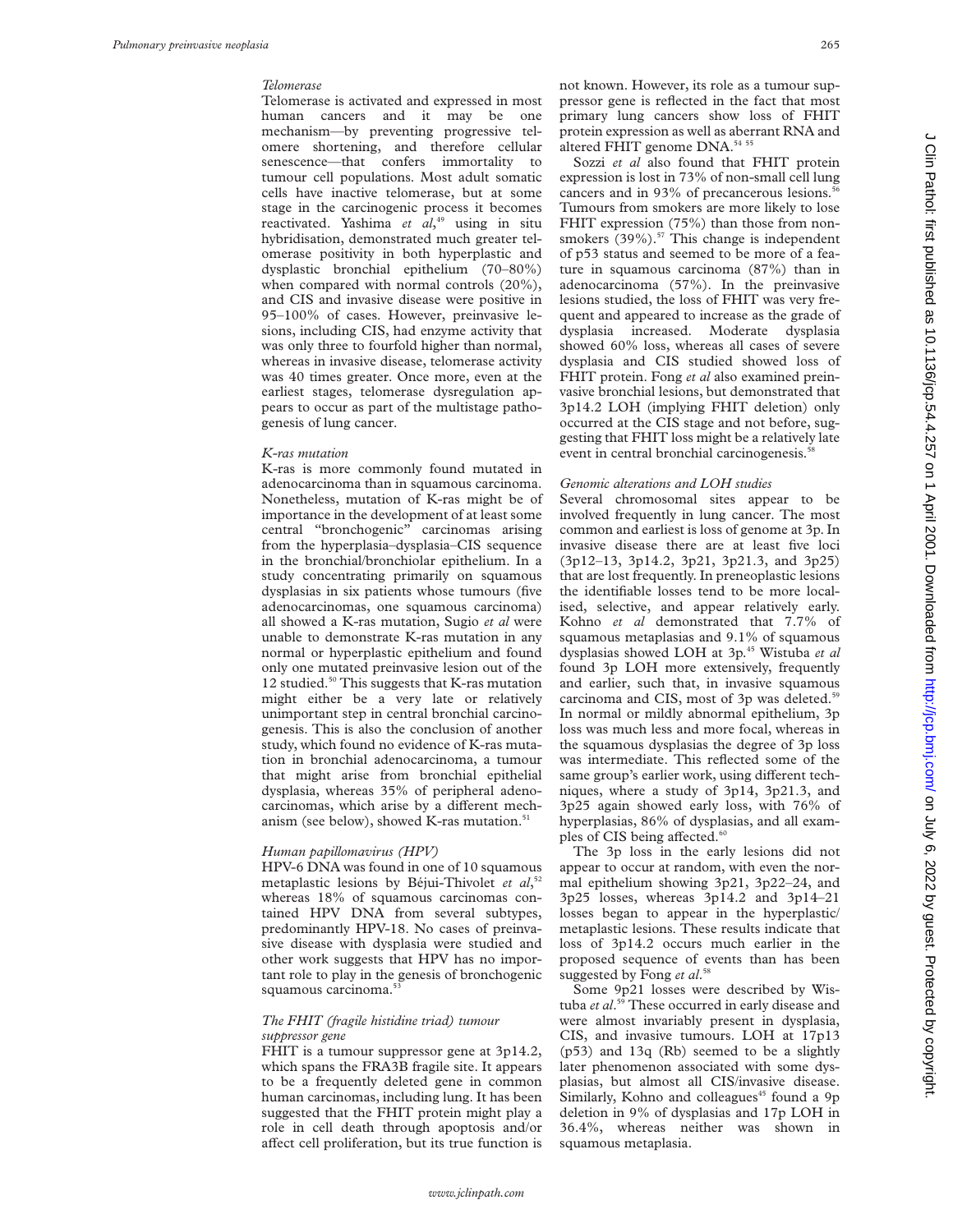### *Telomerase*

Telomerase is activated and expressed in most human cancers and it may be one mechanism—by preventing progressive telomere shortening, and therefore cellular senescence—that confers immortality to tumour cell populations. Most adult somatic cells have inactive telomerase, but at some stage in the carcinogenic process it becomes reactivated. Yashima *et al*,[49] using in situ hybridisation, demonstrated much greater telomerase positivity in both hyperplastic and dysplastic bronchial epithelium (70–80%) when compared with normal controls (20%), and CIS and invasive disease were positive in 95–100% of cases. However, preinvasive lesions, including CIS, had enzyme activity that was only three to fourfold higher than normal, whereas in invasive disease, telomerase activity was 40 times greater. Once more, even at the earliest stages, telomerase dysregulation appears to occur as part of the multistage pathogenesis of lung cancer.

### *K-ras mutation*

K-ras is more commonly found mutated in adenocarcinoma than in squamous carcinoma. Nonetheless, mutation of K-ras might be of importance in the development of at least some central "bronchogenic" carcinomas arising from the hyperplasia–dysplasia–CIS sequence in the bronchial/bronchiolar epithelium. In a study concentrating primarily on squamous dysplasias in six patients whose tumours (five adenocarcinomas, one squamous carcinoma) all showed a K-ras mutation, Sugio *et al* were unable to demonstrate K-ras mutation in any normal or hyperplastic epithelium and found only one mutated preinvasive lesion out of the 12 studied.[50] This suggests that K-ras mutation might either be a very late or relatively unimportant step in central bronchial carcinogenesis. This is also the conclusion of another study, which found no evidence of K-ras mutation in bronchial adenocarcinoma, a tumour that might arise from bronchial epithelial dysplasia, whereas 35% of peripheral adenocarcinomas, which arise by a different mechanism (see below), showed K-ras mutation.[51]

### *Human papillomavirus (HPV)*

HPV-6 DNA was found in one of 10 squamous metaplastic lesions by Béjui-Thivolet *et al*,[52] whereas 18% of squamous carcinomas contained HPV DNA from several subtypes, predominantly HPV-18. No cases of preinvasive disease with dysplasia were studied and other work suggests that HPV has no important role to play in the genesis of bronchogenic squamous carcinoma.[53]

### *The FHIT (fragile histidine triad) tumour suppressor gene*

FHIT is a tumour suppressor gene at 3p14.2, which spans the FRA3B fragile site. It appears to be a frequently deleted gene in common human carcinomas, including lung. It has been suggested that the FHIT protein might play a role in cell death through apoptosis and/or affect cell proliferation, but its true function is not known. However, its role as a tumour suppressor gene is reflected in the fact that most primary lung cancers show loss of FHIT protein expression as well as aberrant RNA and altered FHIT genome DNA.[54 55]

Sozzi *et al* also found that FHIT protein expression is lost in 73% of non-small cell lung cancers and in 93% of precancerous lesions.[56] Tumours from smokers are more likely to lose FHIT expression (75%) than those from non-smokers (39%).[57] This change is independent of p53 status and seemed to be more of a feature in squamous carcinoma (87%) than in adenocarcinoma (57%). In the preinvasive lesions studied, the loss of FHIT was very frequent and appeared to increase as the grade of dysplasia increased. Moderate dysplasia showed 60% loss, whereas all cases of severe dysplasia and CIS studied showed loss of FHIT protein. Fong *et al* also examined preinvasive bronchial lesions, but demonstrated that 3p14.2 LOH (implying FHIT deletion) only occurred at the CIS stage and not before, suggesting that FHIT loss might be a relatively late event in central bronchial carcinogenesis.[58]

### *Genomic alterations and LOH studies*

Several chromosomal sites appear to be involved frequently in lung cancer. The most common and earliest is loss of genome at 3p. In invasive disease there are at least five loci (3p12–13, 3p14.2, 3p21, 3p21.3, and 3p25) that are lost frequently. In preneoplastic lesions the identifiable losses tend to be more localised, selective, and appear relatively early. Kohno *et al* demonstrated that 7.7% of squamous metaplasias and 9.1% of squamous dysplasias showed LOH at 3p.[45] Wistuba *et al* found 3p LOH more extensively, frequently and earlier, such that, in invasive squamous carcinoma and CIS, most of 3p was deleted.[59] In normal or mildly abnormal epithelium, 3p loss was much less and more focal, whereas in the squamous dysplasias the degree of 3p loss was intermediate. This reflected some of the same group's earlier work, using different techniques, where a study of 3p14, 3p21.3, and 3p25 again showed early loss, with 76% of hyperplasias, 86% of dysplasias, and all examples of CIS being affected.[60]

The 3p loss in the early lesions did not appear to occur at random, with even the normal epithelium showing 3p21, 3p22–24, and 3p25 losses, whereas 3p14.2 and 3p14–21 losses began to appear in the hyperplastic/metaplastic lesions. These results indicate that loss of 3p14.2 occurs much earlier in the proposed sequence of events than has been suggested by Fong *et al*.[58]

Some 9p21 losses were described by Wistuba *et al*.[59] These occurred in early disease and were almost invariably present in dysplasia, CIS, and invasive tumours. LOH at 17p13 (p53) and 13q (Rb) seemed to be a slightly later phenomenon associated with some dysplasias, but almost all CIS/invasive disease. Similarly, Kohno and colleagues[45] found a 9p deletion in 9% of dysplasias and 17p LOH in 36.4%, whereas neither was shown in squamous metaplasia.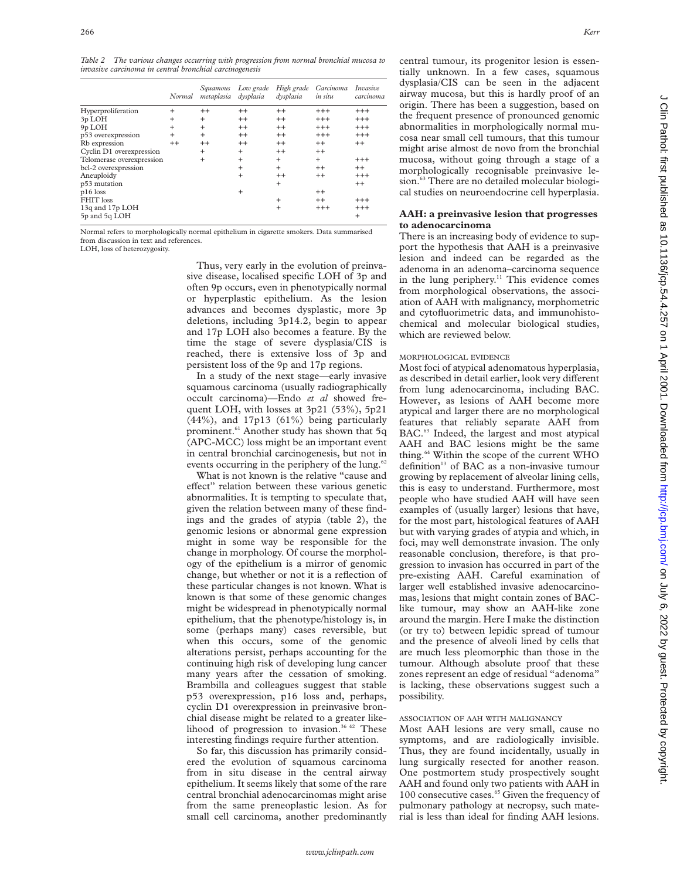*Table 2 The various changes occurring with progression from normal bronchial mucosa to invasive carcinoma in central bronchial carcinogenesis*

| | *Normal* | *Squamous metaplasia* | *Low grade dysplasia* | *High grade dysplasia* | *Carcinoma in situ* | *Invasive carcinoma* |
|---|---|---|---|---|---|---|
| Hyperproliferation | + | ++ | ++ | ++ | +++ | +++ |
| 3p LOH | + | + | ++ | ++ | +++ | +++ |
| 9p LOH | + | + | ++ | ++ | +++ | +++ |
| p53 overexpression | + | + | ++ | ++ | +++ | +++ |
| Rb expression | ++ | ++ | ++ | ++ | ++ | ++ |
| Cyclin D1 overexpression | | + | + | ++ | ++ | |
| Telomerase overexpression | | + | + | + | + | +++ |
| bcl-2 overexpression | | | + | + | ++ | ++ |
| Aneuploidy | | | + | ++ | ++ | +++ |
| p53 mutation | | | | + | | ++ |
| p16 loss | | | + | | ++ | |
| FHIT loss | | | | + | ++ | +++ |
| 13q and 17p LOH | | | | + | +++ | +++ |
| 5p and 5q LOH | | | | | | + |

Normal refers to morphologically normal epithelium in cigarette smokers. Data summarised from discussion in text and references.
LOH, loss of heterozygosity.

Thus, very early in the evolution of preinvasive disease, localised specific LOH of 3p and often 9p occurs, even in phenotypically normal or hyperplastic epithelium. As the lesion advances and becomes dysplastic, more 3p deletions, including 3p14.2, begin to appear and 17p LOH also becomes a feature. By the time the stage of severe dysplasia/CIS is reached, there is extensive loss of 3p and persistent loss of the 9p and 17p regions.

In a study of the next stage—early invasive squamous carcinoma (usually radiographically occult carcinoma)—Endo *et al* showed frequent LOH, with losses at 3p21 (53%), 5p21 (44%), and 17p13 (61%) being particularly prominent.[61] Another study has shown that 5q (APC-MCC) loss might be an important event in central bronchial carcinogenesis, but not in events occurring in the periphery of the lung.[62]

What is not known is the relative "cause and effect" relation between these various genetic abnormalities. It is tempting to speculate that, given the relation between many of these findings and the grades of atypia (table 2), the genomic lesions or abnormal gene expression might in some way be responsible for the change in morphology. Of course the morphology of the epithelium is a mirror of genomic change, but whether or not it is a reflection of these particular changes is not known. What is known is that some of these genomic changes might be widespread in phenotypically normal epithelium, that the phenotype/histology is, in some (perhaps many) cases reversible, but when this occurs, some of the genomic alterations persist, perhaps accounting for the continuing high risk of developing lung cancer many years after the cessation of smoking. Brambilla and colleagues suggest that stable p53 overexpression, p16 loss and, perhaps, cyclin D1 overexpression in preinvasive bronchial disease might be related to a greater likelihood of progression to invasion.[36 42] These interesting findings require further attention.

So far, this discussion has primarily considered the evolution of squamous carcinoma from in situ disease in the central airway epithelium. It seems likely that some of the rare central bronchial adenocarcinomas might arise from the same preneoplastic lesion. As for small cell carcinoma, another predominantly central tumour, its progenitor lesion is essentially unknown. In a few cases, squamous dysplasia/CIS can be seen in the adjacent airway mucosa, but this is hardly proof of an origin. There has been a suggestion, based on the frequent presence of pronounced genomic abnormalities in morphologically normal mucosa near small cell tumours, that this tumour might arise almost de novo from the bronchial mucosa, without going through a stage of a morphologically recognisable preinvasive lesion.[63] There are no detailed molecular biological studies on neuroendocrine cell hyperplasia.

## AAH: a preinvasive lesion that progresses to adenocarcinoma

There is an increasing body of evidence to support the hypothesis that AAH is a preinvasive lesion and indeed can be regarded as the adenoma in an adenoma–carcinoma sequence in the lung periphery.[11] This evidence comes from morphological observations, the association of AAH with malignancy, morphometric and cytofluorimetric data, and immunohistochemical and molecular biological studies, which are reviewed below.

### MORPHOLOGICAL EVIDENCE

Most foci of atypical adenomatous hyperplasia, as described in detail earlier, look very different from lung adenocarcinoma, including BAC. However, as lesions of AAH become more atypical and larger there are no morphological features that reliably separate AAH from BAC.[63] Indeed, the largest and most atypical AAH and BAC lesions might be the same thing.[64] Within the scope of the current WHO definition[13] of BAC as a non-invasive tumour growing by replacement of alveolar lining cells, this is easy to understand. Furthermore, most people who have studied AAH will have seen examples of (usually larger) lesions that have, for the most part, histological features of AAH but with varying grades of atypia and which, in foci, may well demonstrate invasion. The only reasonable conclusion, therefore, is that progression to invasion has occurred in part of the pre-existing AAH. Careful examination of larger well established invasive adenocarcinomas, lesions that might contain zones of BAC-like tumour, may show an AAH-like zone around the margin. Here I make the distinction (or try to) between lepidic spread of tumour and the presence of alveoli lined by cells that are much less pleomorphic than those in the tumour. Although absolute proof that these zones represent an edge of residual "adenoma" is lacking, these observations suggest such a possibility.

### ASSOCIATION OF AAH WITH MALIGNANCY

Most AAH lesions are very small, cause no symptoms, and are radiologically invisible. Thus, they are found incidentally, usually in lung surgically resected for another reason. One postmortem study prospectively sought AAH and found only two patients with AAH in 100 consecutive cases.[65] Given the frequency of pulmonary pathology at necropsy, such material is less than ideal for finding AAH lesions.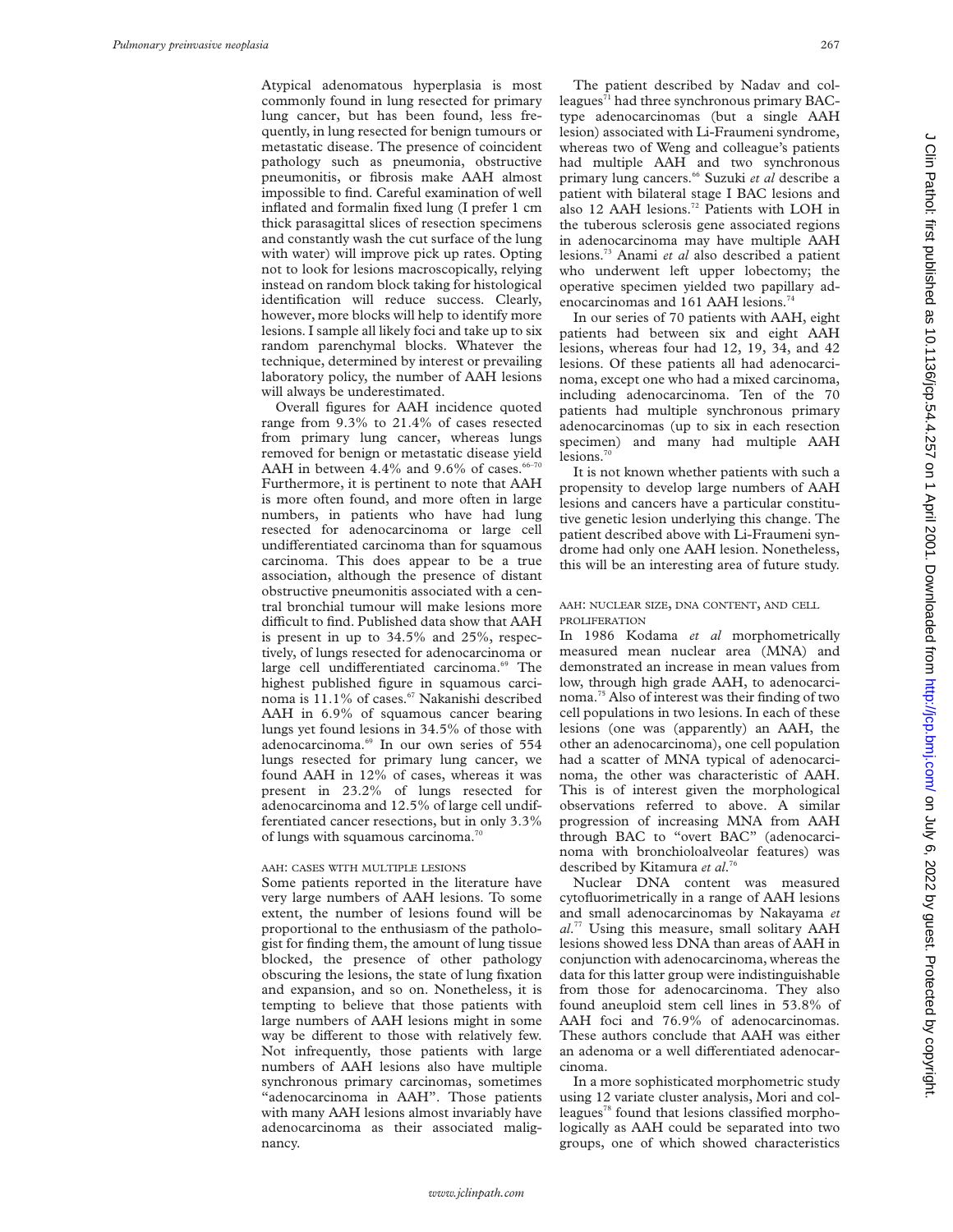Atypical adenomatous hyperplasia is most commonly found in lung resected for primary lung cancer, but has been found, less frequently, in lung resected for benign tumours or metastatic disease. The presence of coincident pathology such as pneumonia, obstructive pneumonitis, or fibrosis make AAH almost impossible to find. Careful examination of well inflated and formalin fixed lung (I prefer 1 cm thick parasagittal slices of resection specimens and constantly wash the cut surface of the lung with water) will improve pick up rates. Opting not to look for lesions macroscopically, relying instead on random block taking for histological identification will reduce success. Clearly, however, more blocks will help to identify more lesions. I sample all likely foci and take up to six random parenchymal blocks. Whatever the technique, determined by interest or prevailing laboratory policy, the number of AAH lesions will always be underestimated.

Overall figures for AAH incidence quoted range from 9.3% to 21.4% of cases resected from primary lung cancer, whereas lungs removed for benign or metastatic disease yield AAH in between 4.4% and 9.6% of cases.[66–70] Furthermore, it is pertinent to note that AAH is more often found, and more often in large numbers, in patients who have had lung resected for adenocarcinoma or large cell undifferentiated carcinoma than for squamous carcinoma. This does appear to be a true association, although the presence of distant obstructive pneumonitis associated with a central bronchial tumour will make lesions more difficult to find. Published data show that AAH is present in up to 34.5% and 25%, respectively, of lungs resected for adenocarcinoma or large cell undifferentiated carcinoma.[69] The highest published figure in squamous carcinoma is 11.1% of cases.[67] Nakanishi described AAH in 6.9% of squamous cancer bearing lungs yet found lesions in 34.5% of those with adenocarcinoma.[69] In our own series of 554 lungs resected for primary lung cancer, we found AAH in 12% of cases, whereas it was present in 23.2% of lungs resected for adenocarcinoma and 12.5% of large cell undifferentiated cancer resections, but in only 3.3% of lungs with squamous carcinoma.[70]

### AAH: CASES WITH MULTIPLE LESIONS

Some patients reported in the literature have very large numbers of AAH lesions. To some extent, the number of lesions found will be proportional to the enthusiasm of the pathologist for finding them, the amount of lung tissue blocked, the presence of other pathology obscuring the lesions, the state of lung fixation and expansion, and so on. Nonetheless, it is tempting to believe that those patients with large numbers of AAH lesions might in some way be different to those with relatively few. Not infrequently, those patients with large numbers of AAH lesions also have multiple synchronous primary carcinomas, sometimes "adenocarcinoma in AAH". Those patients with many AAH lesions almost invariably have adenocarcinoma as their associated malignancy.

The patient described by Nadav and colleagues[71] had three synchronous primary BAC-type adenocarcinomas (but a single AAH lesion) associated with Li-Fraumeni syndrome, whereas two of Weng and colleague's patients had multiple AAH and two synchronous primary lung cancers.[66] Suzuki *et al* describe a patient with bilateral stage I BAC lesions and also 12 AAH lesions.[72] Patients with LOH in the tuberous sclerosis gene associated regions in adenocarcinoma may have multiple AAH lesions.[73] Anami *et al* also described a patient who underwent left upper lobectomy; the operative specimen yielded two papillary adenocarcinomas and 161 AAH lesions.[74]

In our series of 70 patients with AAH, eight patients had between six and eight AAH lesions, whereas four had 12, 19, 34, and 42 lesions. Of these patients all had adenocarcinoma, except one who had a mixed carcinoma, including adenocarcinoma. Ten of the 70 patients had multiple synchronous primary adenocarcinomas (up to six in each resection specimen) and many had multiple AAH lesions.[70]

It is not known whether patients with such a propensity to develop large numbers of AAH lesions and cancers have a particular constitutive genetic lesion underlying this change. The patient described above with Li-Fraumeni syndrome had only one AAH lesion. Nonetheless, this will be an interesting area of future study.

### AAH: NUCLEAR SIZE, DNA CONTENT, AND CELL PROLIFERATION

In 1986 Kodama *et al* morphometrically measured mean nuclear area (MNA) and demonstrated an increase in mean values from low, through high grade AAH, to adenocarcinoma.[75] Also of interest was their finding of two cell populations in two lesions. In each of these lesions (one was (apparently) an AAH, the other an adenocarcinoma), one cell population had a scatter of MNA typical of adenocarcinoma, the other was characteristic of AAH. This is of interest given the morphological observations referred to above. A similar progression of increasing MNA from AAH through BAC to "overt BAC" (adenocarcinoma with bronchioloalveolar features) was described by Kitamura *et al*.[76]

Nuclear DNA content was measured cytofluorimetrically in a range of AAH lesions and small adenocarcinomas by Nakayama *et al*.[77] Using this measure, small solitary AAH lesions showed less DNA than areas of AAH in conjunction with adenocarcinoma, whereas the data for this latter group were indistinguishable from those for adenocarcinoma. They also found aneuploid stem cell lines in 53.8% of AAH foci and 76.9% of adenocarcinomas. These authors conclude that AAH was either an adenoma or a well differentiated adenocarcinoma.

In a more sophisticated morphometric study using 12 variate cluster analysis, Mori and colleagues[78] found that lesions classified morphologically as AAH could be separated into two groups, one of which showed characteristics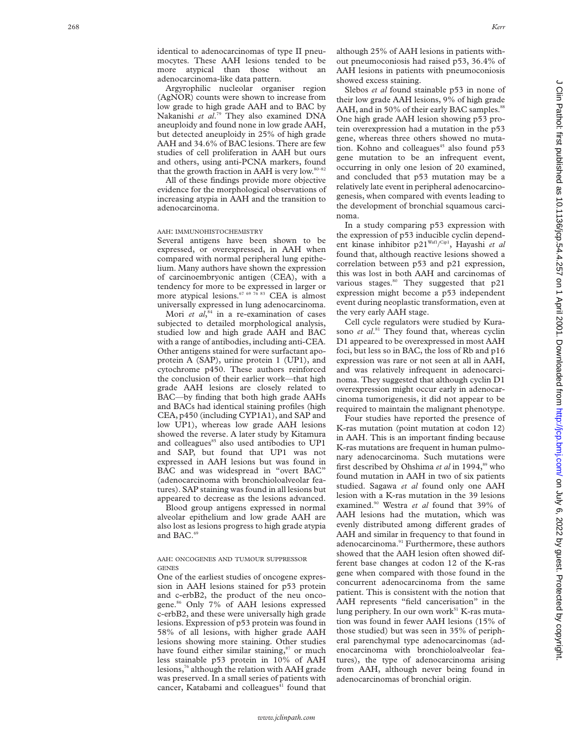identical to adenocarcinomas of type II pneumocytes. These AAH lesions tended to be more atypical than those without an adenocarcinoma-like data pattern.

Argyrophilic nucleolar organiser region (AgNOR) counts were shown to increase from low grade to high grade AAH and to BAC by Nakanishi *et al*.[79] They also examined DNA aneuploidy and found none in low grade AAH, but detected aneuploidy in 25% of high grade AAH and 34.6% of BAC lesions. There are few studies of cell proliferation in AAH but ours and others, using anti-PCNA markers, found that the growth fraction in AAH is very low.[80–82]

All of these findings provide more objective evidence for the morphological observations of increasing atypia in AAH and the transition to adenocarcinoma.

### AAH: IMMUNOHISTOCHEMISTRY

Several antigens have been shown to be expressed, or overexpressed, in AAH when compared with normal peripheral lung epithelium. Many authors have shown the expression of carcinoembryonic antigen (CEA), with a tendency for more to be expressed in larger or more atypical lesions.[67 69 76 83] CEA is almost universally expressed in lung adenocarcinoma.

Mori *et al*,[84] in a re-examination of cases subjected to detailed morphological analysis, studied low and high grade AAH and BAC with a range of antibodies, including anti-CEA. Other antigens stained for were surfactant apoprotein A (SAP), urine protein 1 (UP1), and cytochrome p450. These authors reinforced the conclusion of their earlier work—that high grade AAH lesions are closely related to BAC—by finding that both high grade AAHs and BACs had identical staining profiles (high CEA, p450 (including CYP1A1), and SAP and low UP1), whereas low grade AAH lesions showed the reverse. A later study by Kitamura and colleagues[85] also used antibodies to UP1 and SAP, but found that UP1 was not expressed in AAH lesions but was found in BAC and was widespread in "overt BAC" (adenocarcinoma with bronchioloalveolar features). SAP staining was found in all lesions but appeared to decrease as the lesions advanced.

Blood group antigens expressed in normal alveolar epithelium and low grade AAH are also lost as lesions progress to high grade atypia and BAC.[69]

### AAH: ONCOGENES AND TUMOUR SUPPRESSOR GENES

One of the earliest studies of oncogene expression in AAH lesions stained for p53 protein and c-erbB2, the product of the neu oncogene.[86] Only 7% of AAH lesions expressed c-erbB2, and these were universally high grade lesions. Expression of p53 protein was found in 58% of all lesions, with higher grade AAH lesions showing more staining. Other studies have found either similar staining,[87] or much less stainable p53 protein in 10% of AAH lesions,[76] although the relation with AAH grade was preserved. In a small series of patients with cancer, Katabami and colleagues[41] found that although 25% of AAH lesions in patients without pneumoconiosis had raised p53, 36.4% of AAH lesions in patients with pneumoconiosis showed excess staining.

Slebos *et al* found stainable p53 in none of their low grade AAH lesions, 9% of high grade AAH, and in 50% of their early BAC samples.[88] One high grade AAH lesion showing p53 protein overexpression had a mutation in the p53 gene, whereas three others showed no mutation. Kohno and colleagues[45] also found p53 gene mutation to be an infrequent event, occurring in only one lesion of 20 examined, and concluded that p53 mutation may be a relatively late event in peripheral adenocarcinogenesis, when compared with events leading to the development of bronchial squamous carcinoma.

In a study comparing p53 expression with the expression of p53 inducible cyclin dependent kinase inhibitor p21$^{Waf1}$/$^{Cip1}$, Hayashi *et al* found that, although reactive lesions showed a correlation between p53 and p21 expression, this was lost in both AAH and carcinomas of various stages.[80] They suggested that p21 expression might become a p53 independent event during neoplastic transformation, even at the very early AAH stage.

Cell cycle regulators were studied by Kurasono *et al*.[81] They found that, whereas cyclin D1 appeared to be overexpressed in most AAH foci, but less so in BAC, the loss of Rb and p16 expression was rare or not seen at all in AAH, and was relatively infrequent in adenocarcinoma. They suggested that although cyclin D1 overexpression might occur early in adenocarcinoma tumorigenesis, it did not appear to be required to maintain the malignant phenotype.

Four studies have reported the presence of K-ras mutation (point mutation at codon 12) in AAH. This is an important finding because K-ras mutations are frequent in human pulmonary adenocarcinoma. Such mutations were first described by Ohshima *et al* in 1994,[89] who found mutation in AAH in two of six patients studied. Sagawa *et al* found only one AAH lesion with a K-ras mutation in the 39 lesions examined.[90] Westra *et al* found that 39% of AAH lesions had the mutation, which was evenly distributed among different grades of AAH and similar in frequency to that found in adenocarcinoma.[91] Furthermore, these authors showed that the AAH lesion often showed different base changes at codon 12 of the K-ras gene when compared with those found in the concurrent adenocarcinoma from the same patient. This is consistent with the notion that AAH represents "field cancerisation" in the lung periphery. In our own work[51] K-ras mutation was found in fewer AAH lesions (15% of those studied) but was seen in 35% of peripheral parenchymal type adenocarcinomas (adenocarcinoma with bronchioloalveolar features), the type of adenocarcinoma arising from AAH, although never being found in adenocarcinomas of bronchial origin.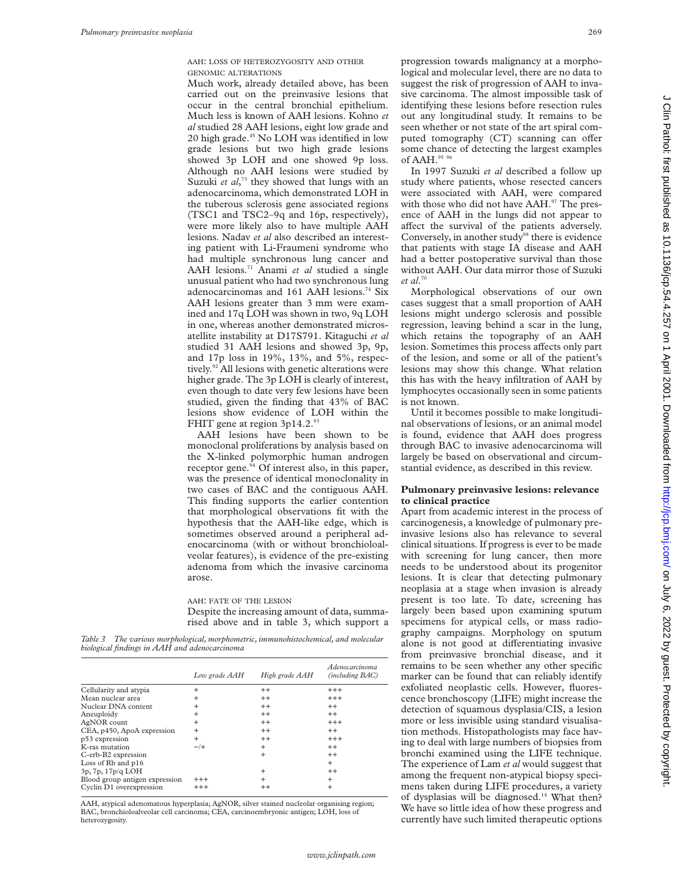### AAH: LOSS OF HETEROZYGOSITY AND OTHER GENOMIC ALTERATIONS

Much work, already detailed above, has been carried out on the preinvasive lesions that occur in the central bronchial epithelium. Much less is known of AAH lesions. Kohno *et al* studied 28 AAH lesions, eight low grade and 20 high grade.[45] No LOH was identified in low grade lesions but two high grade lesions showed 3p LOH and one showed 9p loss. Although no AAH lesions were studied by Suzuki *et al*,[73] they showed that lungs with an adenocarcinoma, which demonstrated LOH in the tuberous sclerosis gene associated regions (TSC1 and TSC2–9q and 16p, respectively), were more likely also to have multiple AAH lesions. Nadav *et al* also described an interesting patient with Li-Fraumeni syndrome who had multiple synchronous lung cancer and AAH lesions.[71] Anami *et al* studied a single unusual patient who had two synchronous lung adenocarcinomas and 161 AAH lesions.[74] Six AAH lesions greater than 3 mm were examined and 17q LOH was shown in two, 9q LOH in one, whereas another demonstrated microsatellite instability at D17S791. Kitaguchi *et al* studied 31 AAH lesions and showed 3p, 9p, and 17p loss in 19%, 13%, and 5%, respectively.[92] All lesions with genetic alterations were higher grade. The 3p LOH is clearly of interest, even though to date very few lesions have been studied, given the finding that 43% of BAC lesions show evidence of LOH within the FHIT gene at region 3p14.2.[93]

AAH lesions have been shown to be monoclonal proliferations by analysis based on the X-linked polymorphic human androgen receptor gene.[94] Of interest also, in this paper, was the presence of identical monoclonality in two cases of BAC and the contiguous AAH. This finding supports the earlier contention that morphological observations fit with the hypothesis that the AAH-like edge, which is sometimes observed around a peripheral adenocarcinoma (with or without bronchioloalveolar features), is evidence of the pre-existing adenoma from which the invasive carcinoma arose.

### AAH: FATE OF THE LESION

Despite the increasing amount of data, summarised above and in table 3, which support a progression towards malignancy at a morphological and molecular level, there are no data to suggest the risk of progression of AAH to invasive carcinoma. The almost impossible task of identifying these lesions before resection rules out any longitudinal study. It remains to be seen whether or not state of the art spiral computed tomography (CT) scanning can offer some chance of detecting the largest examples of AAH.[95 96]

In 1997 Suzuki *et al* described a follow up study where patients, whose resected cancers were associated with AAH, were compared with those who did not have AAH.[97] The presence of AAH in the lungs did not appear to affect the survival of the patients adversely. Conversely, in another study[98] there is evidence that patients with stage IA disease and AAH had a better postoperative survival than those without AAH. Our data mirror those of Suzuki *et al*.[70]

Morphological observations of our own cases suggest that a small proportion of AAH lesions might undergo sclerosis and possible regression, leaving behind a scar in the lung, which retains the topography of an AAH lesion. Sometimes this process affects only part of the lesion, and some or all of the patient's lesions may show this change. What relation this has with the heavy infiltration of AAH by lymphocytes occasionally seen in some patients is not known.

Until it becomes possible to make longitudinal observations of lesions, or an animal model is found, evidence that AAH does progress through BAC to invasive adenocarcinoma will largely be based on observational and circumstantial evidence, as described in this review.

*Table 3 The various morphological, morphometric, immunohistochemical, and molecular biological findings in AAH and adenocarcinoma*

| | Low grade AAH | High grade AAH | Adenocarcinoma (including BAC) |
|---|---|---|---|
| Cellularity and atypia | + | ++ | +++ |
| Mean nuclear area | + | ++ | +++ |
| Nuclear DNA content | + | ++ | ++ |
| Aneuploidy | + | ++ | ++ |
| AgNOR count | + | ++ | +++ |
| CEA, p450, ApoA expression | + | ++ | ++ |
| p53 expression | + | ++ | +++ |
| K-ras mutation | −/+ | + | ++ |
| C-erb-B2 expression | | + | ++ |
| Loss of Rb and p16 | | | + |
| 3p, 7p, 17p/q LOH | | + | ++ |
| Blood group antigen expression | +++ | + | + |
| Cyclin D1 overexpression | +++ | ++ | + |

AAH, atypical adenomatous hyperplasia; AgNOR, silver stained nucleolar organising region; BAC, bronchioloalveolar cell carcinoma; CEA, carcinoembryonic antigen; LOH, loss of heterozygosity.

## Pulmonary preinvasive lesions: relevance to clinical practice

Apart from academic interest in the process of carcinogenesis, a knowledge of pulmonary preinvasive lesions also has relevance to several clinical situations. If progress is ever to be made with screening for lung cancer, then more needs to be understood about its progenitor lesions. It is clear that detecting pulmonary neoplasia at a stage when invasion is already present is too late. To date, screening has largely been based upon examining sputum specimens for atypical cells, or mass radiography campaigns. Morphology on sputum alone is not good at differentiating invasive from preinvasive bronchial disease, and it remains to be seen whether any other specific marker can be found that can reliably identify exfoliated neoplastic cells. However, fluorescence bronchoscopy (LIFE) might increase the detection of squamous dysplasia/CIS, a lesion more or less invisible using standard visualisation methods. Histopathologists may face having to deal with large numbers of biopsies from bronchi examined using the LIFE technique. The experience of Lam *et al* would suggest that among the frequent non-atypical biopsy specimens taken during LIFE procedures, a variety of dysplasias will be diagnosed.[14] What then? We have so little idea of how these progress and currently have such limited therapeutic options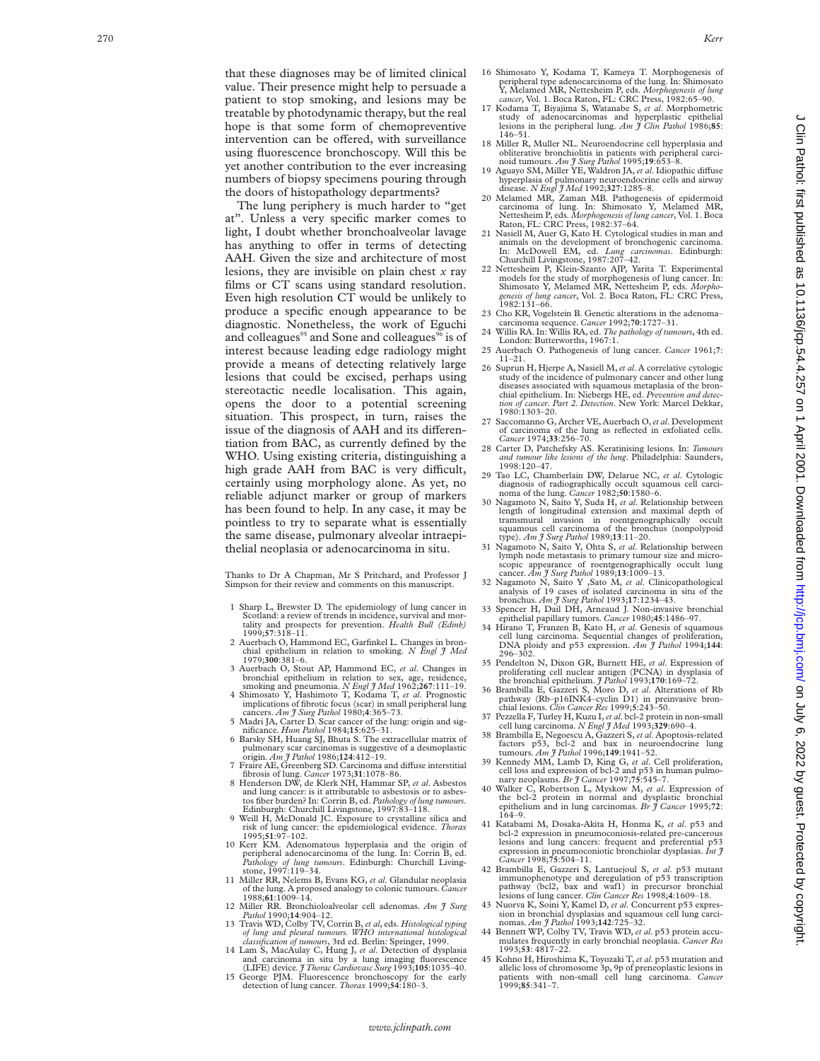that these diagnoses may be of limited clinical value. Their presence might help to persuade a patient to stop smoking, and lesions may be treatable by photodynamic therapy, but the real hope is that some form of chemopreventive intervention can be offered, with surveillance using fluorescence bronchoscopy. Will this be yet another contribution to the ever increasing numbers of biopsy specimens pouring through the doors of histopathology departments?

The lung periphery is much harder to "get at". Unless a very specific marker comes to light, I doubt whether bronchoalveolar lavage has anything to offer in terms of detecting AAH. Given the size and architecture of most lesions, they are invisible on plain chest *x* ray films or CT scans using standard resolution. Even high resolution CT would be unlikely to produce a specific enough appearance to be diagnostic. Nonetheless, the work of Eguchi and colleagues[95] and Sone and colleagues[96] is of interest because leading edge radiology might provide a means of detecting relatively large lesions that could be excised, perhaps using stereotactic needle localisation. This again, opens the door to a potential screening situation. This prospect, in turn, raises the issue of the diagnosis of AAH and its differentiation from BAC, as currently defined by the WHO. Using existing criteria, distinguishing a high grade AAH from BAC is very difficult, certainly using morphology alone. As yet, no reliable adjunct marker or group of markers has been found to help. In any case, it may be pointless to try to separate what is essentially the same disease, pulmonary alveolar intraepithelial neoplasia or adenocarcinoma in situ.

Thanks to Dr A Chapman, Mr S Pritchard, and Professor J Simpson for their review and comments on this manuscript.

1 Sharp L, Brewster D. The epidemiology of lung cancer in Scotland: a review of trends in incidence, survival and mortality and prospects for prevention. *Health Bull (Edinb)* 1999;**57**:318–11.
2 Auerbach O, Hammond EC, Garfinkel L. Changes in bronchial epithelium in relation to smoking. *N Engl J Med* 1979;**300**:381–6.
3 Auerbach O, Stout AP, Hammond EC, *et al*. Changes in bronchial epithelium in relation to sex, age, residence, smoking and pneumonia. *N Engl J Med* 1962;**267**:111–19.
4 Shimosato Y, Hashimoto T, Kodama T, *et al*. Prognostic implications of fibrotic focus (scar) in small peripheral lung cancers. *Am J Surg Pathol* 1980;**4**:365–73.
5 Madri JA, Carter D. Scar cancer of the lung: origin and significance. *Hum Pathol* 1984;**15**:625–31.
6 Barsky SH, Huang SJ, Bhuta S. The extracellular matrix of pulmonary scar carcinomas is suggestive of a desmoplastic origin. *Am J Pathol* 1986;**124**:412–19.
7 Fraire AE, Greenberg SD. Carcinoma and diffuse interstitial fibrosis of lung. *Cancer* 1973;**31**:1078–86.
8 Henderson DW, de Klerk NH, Hammar SP, *et al*. Asbestos and lung cancer: is it attributable to asbestosis or to asbestos fiber burden? In: Corrin B, ed. *Pathology of lung tumours*. Edinburgh: Churchill Livingstone, 1997:83–118.
9 Weill H, McDonald JC. Exposure to crystalline silica and risk of lung cancer: the epidemiological evidence. *Thorax* 1995;**51**:97–102.
10 Kerr KM. Adenomatous hyperplasia and the origin of peripheral adenocarcinoma of the lung. In: Corrin B, ed. *Pathology of lung tumours*. Edinburgh: Churchill Livingstone, 1997:119–34.
11 Miller RR, Nelems B, Evans KG, *et al*. Glandular neoplasia of the lung. A proposed analogy to colonic tumours. *Cancer* 1988;**61**:1009–14.
12 Miller RR. Bronchioloalveolar cell adenomas. *Am J Surg Pathol* 1990;**14**:904–12.
13 Travis WD, Colby TV, Corrin B, *et al*, eds. *Histological typing of lung and pleural tumours. WHO international histological classification of tumours*, 3rd ed. Berlin: Springer, 1999.
14 Lam S, MacAulay C, Hung J, *et al*. Detection of dysplasia and carcinoma in situ by a lung imaging fluorescence (LIFE) device. *J Thorac Cardiovasc Surg* 1993;**105**:1035–40.
15 George PJM. Fluorescence bronchoscopy for the early detection of lung cancer. *Thorax* 1999;**54**:180–3.
16 Shimosato Y, Kodama T, Kameya T. Morphogenesis of peripheral type adenocarcinoma of the lung. In: Shimosato Y, Melamed MR, Nettesheim P, eds. *Morphogenesis of lung cancer*, Vol. 1. Boca Raton, FL: CRC Press, 1982:65–90.
17 Kodama T, Biyajima S, Watanabe S, *et al*. Morphometric study of adenocarcinomas and hyperplastic epithelial lesions in the peripheral lung. *Am J Clin Pathol* 1986;**85**:146–51.
18 Miller R, Muller NL. Neuroendocrine cell hyperplasia and obliterative bronchiolitis in patients with peripheral carcinoid tumours. *Am J Surg Pathol* 1995;**19**:653–8.
19 Aguayo SM, Miller YE, Waldron JA, *et al*. Idiopathic diffuse hyperplasia of pulmonary neuroendocrine cells and airway disease. *N Engl J Med* 1992;**327**:1285–8.
20 Melamed MR, Zaman MB. Pathogenesis of epidermoid carcinoma of lung. In: Shimosato Y, Melamed MR, Nettesheim P, eds. *Morphogenesis of lung cancer*, Vol. 1. Boca Raton, FL: CRC Press, 1982:37–64.
21 Nasiell M, Auer G, Kato H. Cytological studies in man and animals on the development of bronchogenic carcinoma. In: McDowell EM, ed. *Lung carcinomas*. Edinburgh: Churchill Livingstone, 1987:207–42.
22 Nettesheim P, Klein-Szanto AJP, Yarita T. Experimental models for the study of morphogenesis of lung cancer. In: Shimosato Y, Melamed MR, Nettesheim P, eds. *Morphogenesis of lung cancer*, Vol. 2. Boca Raton, FL: CRC Press, 1982:131–66.
23 Cho KR, Vogelstein B. Genetic alterations in the adenoma–carcinoma sequence. *Cancer* 1992;**70**:1727–31.
24 Willis RA. In: Willis RA, ed. *The pathology of tumours*, 4th ed. London: Butterworths, 1967:1.
25 Auerbach O. Pathogenesis of lung cancer. *Cancer* 1961;**7**:11–21.
26 Suprun H, Hjerpe A, Nasiell M, *et al*. A correlative cytologic study of the incidence of pulmonary cancer and other lung diseases associated with squamous metaplasia of the bronchial epithelium. In: Niebergs HE, ed. *Prevention and detection of cancer. Part 2. Detection*. New York: Marcel Dekkar, 1980:1303–20.
27 Saccomanno G, Archer VE, Auerbach O, *et al*. Development of carcinoma of the lung as reflected in exfoliated cells. *Cancer* 1974;**33**:256–70.
28 Carter D, Patchefsky AS. Keratinising lesions. In: *Tumours and tumour like lesions of the lung*. Philadelphia: Saunders, 1998:120–47.
29 Tao LC, Chamberlain DW, Delarue NC, *et al*. Cytologic diagnosis of radiographically occult squamous cell carcinoma of the lung. *Cancer* 1982;**50**:1580–6.
30 Nagamoto N, Saito Y, Suda H, *et al*. Relationship between length of longitudinal extension and maximal depth of transmural invasion in roentgenographically occult squamous cell carcinoma of the bronchus (nonpolypoid type). *Am J Surg Pathol* 1989;**13**:11–20.
31 Nagamoto N, Saito Y, Ohta S, *et al*. Relationship between lymph node metastasis to primary tumour size and microscopic appearance of roentgenographically occult lung cancer. *Am J Surg Pathol* 1989;**13**:1009–13.
32 Nagamoto N, Saito Y ,Sato M, *et al*. Clinicopathological analysis of 19 cases of isolated carcinoma in situ of the bronchus. *Am J Surg Pathol* 1993;**17**:1234–43.
33 Spencer H, Dail DH, Arneaud J. Non-invasive bronchial epithelial papillary tumors. *Cancer* 1980;**45**:1486–97.
34 Hirano T, Franzen B, Kato H, *et al*. Genesis of squamous cell lung carcinoma. Sequential changes of proliferation, DNA ploidy and p53 expression. *Am J Pathol* 1994;**144**:296–302.
35 Pendelton N, Dixon GR, Burnett HE, *et al*. Expression of proliferating cell nuclear antigen (PCNA) in dysplasia of the bronchial epithelium. *J Pathol* 1993;**170**:169–72.
36 Brambilla E, Gazzeri S, Moro D, *et al*. Alterations of Rb pathway (Rb–p16INK4–cyclin D1) in preinvasive bronchial lesions. *Clin Cancer Res* 1999;**5**:243–50.
37 Pezzella F, Turley H, Kuzu I, *et al*. bcl-2 protein in non-small cell lung carcinoma. *N Engl J Med* 1993;**329**:690–4.
38 Brambilla E, Negoescu A, Gazzeri S, *et al*. Apoptosis-related factors p53, bcl-2 and bax in neuroendocrine lung tumours. *Am J Pathol* 1996;**149**:1941–52.
39 Kennedy MM, Lamb D, King G, *et al*. Cell proliferation, cell loss and expression of bcl-2 and p53 in human pulmonary neoplasms. *Br J Cancer* 1997;**75**:545–7.
40 Walker C, Robertson L, Myskow M, *et al*. Expression of the bcl-2 protein in normal and dysplastic bronchial epithelium and in lung carcinomas. *Br J Cancer* 1995;**72**:164–9.
41 Katabami M, Dosaka-Akita H, Honma K, *et al*. p53 and bcl-2 expression in pneumoconiosis-related pre-cancerous lesions and lung cancers: frequent and preferential p53 expression in pneumoconiotic bronchiolar dysplasias. *Int J Cancer* 1998;**75**:504–11.
42 Brambilla E, Gazzeri S, Lantuejoul S, *et al*. p53 mutant immunophenotype and deregulation of p53 transcription pathway (bcl2, bax and waf1) in precursor bronchial lesions of lung cancer. *Clin Cancer Res* 1998;**4**:1609–18.
43 Nuorva K, Soini Y, Kamel D, *et al*. Concurrent p53 expression in bronchial dysplasias and squamous cell lung carcinomas. *Am J Pathol* 1993;**142**:725–32.
44 Bennett WP, Colby TV, Travis WD, *et al*. p53 protein accumulates frequently in early bronchial neoplasia. *Cancer Res* 1993;**53**: 4817–22.
45 Kohno H, Hiroshima K, Toyozaki T, *et al*. p53 mutation and allelic loss of chromosome 3p, 9p of preneoplastic lesions in patients with non-small cell lung carcinoma. *Cancer* 1999;**85**:341–7.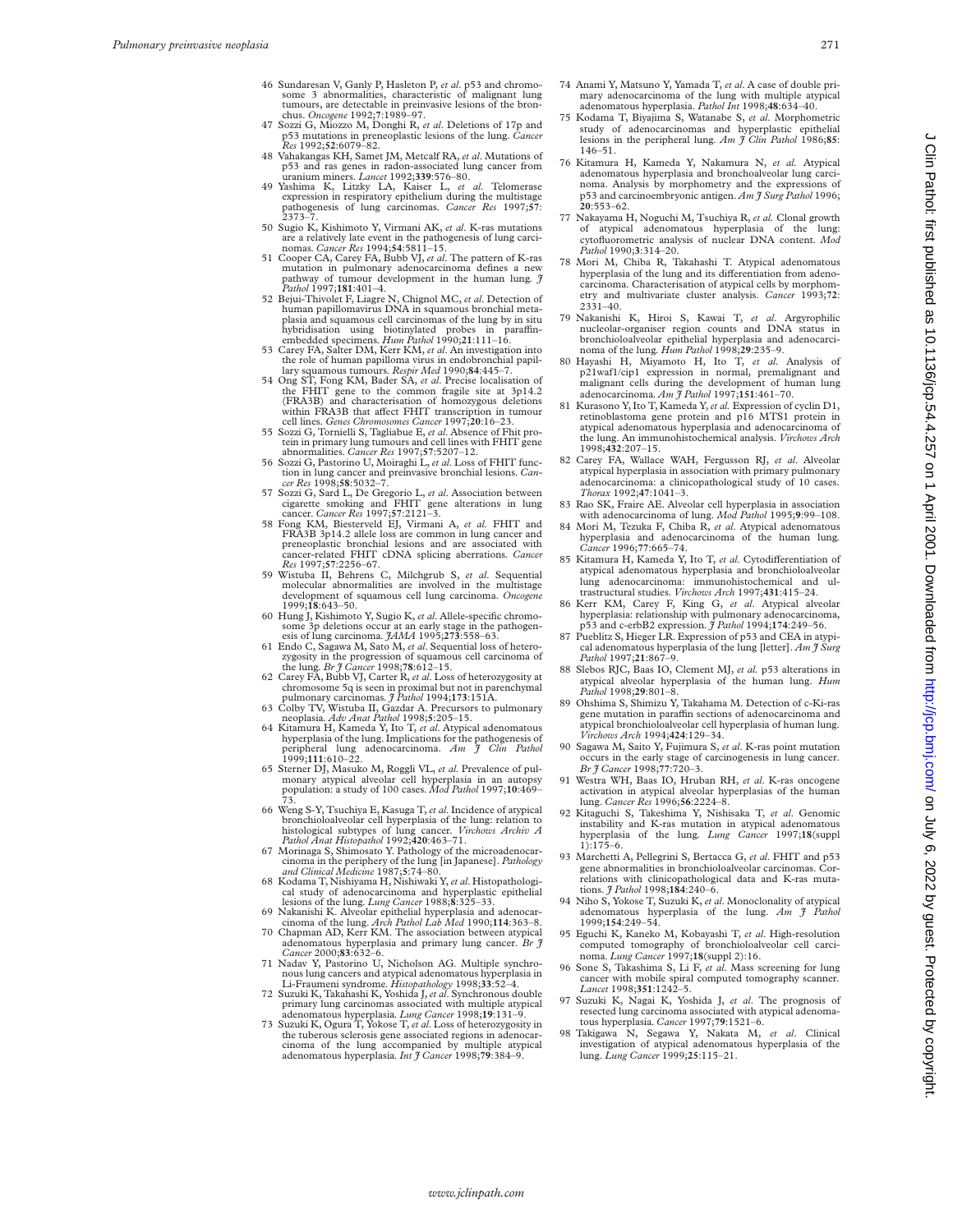46 Sundaresan V, Ganly P, Hasleton P, *et al*. p53 and chromosome 3 abnormalities, characteristic of malignant lung tumours, are detectable in preinvasive lesions of the bronchus. *Oncogene* 1992;**7**:1989–97.

47 Sozzi G, Miozzo M, Donghi R, *et al*. Deletions of 17p and p53 mutations in preneoplastic lesions of the lung. *Cancer Res* 1992;**52**:6079–82.

48 Vahakangas KH, Samet JM, Metcalf RA, *et al*. Mutations of p53 and ras genes in radon-associated lung cancer from uranium miners. *Lancet* 1992;**339**:576–80.

49 Yashima K, Litzky LA, Kaiser L, *et al*. Telomerase expression in respiratory epithelium during the multistage pathogenesis of lung carcinomas. *Cancer Res* 1997;**57**:2373–7.

50 Sugio K, Kishimoto Y, Virmani AK, *et al*. K-ras mutations are a relatively late event in the pathogenesis of lung carcinomas. *Cancer Res* 1994;**54**:5811–15.

51 Cooper CA, Carey FA, Bubb VJ, *et al*. The pattern of K-ras mutation in pulmonary adenocarcinoma defines a new pathway of tumour development in the human lung. *J Pathol* 1997;**181**:401–4.

52 Bejui-Thivolet F, Liagre N, Chignol MC, *et al*. Detection of human papillomavirus DNA in squamous bronchial metaplasia and squamous cell carcinomas of the lung by in situ hybridisation using biotinylated probes in paraffin-embedded specimens. *Hum Pathol* 1990;**21**:111–16.

53 Carey FA, Salter DM, Kerr KM, *et al*. An investigation into the role of human papilloma virus in endobronchial papillary squamous tumours. *Respir Med* 1990;**84**:445–7.

54 Ong ST, Fong KM, Bader SA, *et al*. Precise localisation of the FHIT gene to the common fragile site at 3p14.2 (FRA3B) and characterisation of homozygous deletions within FRA3B that affect FHIT transcription in tumour cell lines. *Genes Chromosomes Cancer* 1997;**20**:16–23.

55 Sozzi G, Tornielli S, Tagliabue E, *et al*. Absence of Fhit protein in primary lung tumours and cell lines with FHIT gene abnormalities. *Cancer Res* 1997;**57**:5207–12.

56 Sozzi G, Pastorino U, Moiraghi L, *et al*. Loss of FHIT function in lung cancer and preinvasive bronchial lesions. *Cancer Res* 1998;**58**:5032–7.

57 Sozzi G, Sard L, De Gregorio L, *et al*. Association between cigarette smoking and FHIT gene alterations in lung cancer. *Cancer Res* 1997;**57**:2121–3.

58 Fong KM, Biesterveld EJ, Virmani A, *et al*. FHIT and FRA3B 3p14.2 allele loss are common in lung cancer and preneoplastic bronchial lesions and are associated with cancer-related FHIT cDNA splicing aberrations. *Cancer Res* 1997;**57**:2256–67.

59 Wistuba II, Behrens C, Milchgrub S, *et al*. Sequential molecular abnormalities are involved in the multistage development of squamous cell lung carcinoma. *Oncogene* 1999;**18**:643–50.

60 Hung J, Kishimoto Y, Sugio K, *et al*. Allele-specific chromosome 3p deletions occur at an early stage in the pathogenesis of lung carcinoma. *JAMA* 1995;**273**:558–63.

61 Endo C, Sagawa M, Sato M, *et al*. Sequential loss of heterozygosity in the progression of squamous cell carcinoma of the lung. *Br J Cancer* 1998;**78**:612–15.

62 Carey FA, Bubb VJ, Carter R, *et al*. Loss of heterozygosity at chromosome 5q is seen in proximal but not in parenchymal pulmonary carcinomas. *J Pathol* 1994;**173**:151A.

63 Colby TV, Wistuba II, Gazdar A. Precursors to pulmonary neoplasia. *Adv Anat Pathol* 1998;**5**:205–15.

64 Kitamura H, Kameda Y, Ito T, *et al*. Atypical adenomatous hyperplasia of the lung. Implications for the pathogenesis of peripheral lung adenocarcinoma. *Am J Clin Pathol* 1999;**111**:610–22.

65 Sterner DJ, Masuko M, Roggli VL, *et al*. Prevalence of pulmonary atypical alveolar cell hyperplasia in an autopsy population: a study of 100 cases. *Mod Pathol* 1997;**10**:469–73.

66 Weng S-Y, Tsuchiya E, Kasuga T, *et al*. Incidence of atypical bronchioloalveolar cell hyperplasia of the lung: relation to histological subtypes of lung cancer. *Virchows Archiv A Pathol Anat Histopathol* 1992;**420**:463–71.

67 Morinaga S, Shimosato Y. Pathology of the microadenocarcinoma in the periphery of the lung [in Japanese]. *Pathology and Clinical Medicine* 1987;**5**:74–80.

68 Kodama T, Nishiyama H, Nishiwaki Y, *et al*. Histopathological study of adenocarcinoma and hyperplastic epithelial lesions of the lung. *Lung Cancer* 1988;**8**:325–33.

69 Nakanishi K. Alveolar epithelial hyperplasia and adenocarcinoma of the lung. *Arch Pathol Lab Med* 1990;**114**:363–8.

70 Chapman AD, Kerr KM. The association between atypical adenomatous hyperplasia and primary lung cancer. *Br J Cancer* 2000;**83**:632–6.

71 Nadav Y, Pastorino U, Nicholson AG. Multiple synchronous lung cancers and atypical adenomatous hyperplasia in Li-Fraumeni syndrome. *Histopathology* 1998;**33**:52–4.

72 Suzuki K, Takahashi K, Yoshida J, *et al*. Synchronous double primary lung carcinomas associated with multiple atypical adenomatous hyperplasia. *Lung Cancer* 1998;**19**:131–9.

73 Suzuki K, Ogura T, Yokose T, *et al*. Loss of heterozygosity in the tuberous sclerosis gene associated regions in adenocarcinoma of the lung accompanied by multiple atypical adenomatous hyperplasia. *Int J Cancer* 1998;**79**:384–9.

74 Anami Y, Matsuno Y, Yamada T, *et al*. A case of double primary adenocarcinoma of the lung with multiple atypical adenomatous hyperplasia. *Pathol Int* 1998;**48**:634–40.

75 Kodama T, Biyajima S, Watanabe S, *et al*. Morphometric study of adenocarcinomas and hyperplastic epithelial lesions in the peripheral lung. *Am J Clin Pathol* 1986;**85**:146–51.

76 Kitamura H, Kameda Y, Nakamura N, *et al*. Atypical adenomatous hyperplasia and bronchoalveolar lung carcinoma. Analysis by morphometry and the expressions of p53 and carcinoembryonic antigen. *Am J Surg Pathol* 1996;**20**:553–62.

77 Nakayama H, Noguchi M, Tsuchiya R, *et al*. Clonal growth of atypical adenomatous hyperplasia of the lung: cytofluorometric analysis of nuclear DNA content. *Mod Pathol* 1990;**3**:314–20.

78 Mori M, Chiba R, Takahashi T. Atypical adenomatous hyperplasia of the lung and its differentiation from adenocarcinoma. Characterisation of atypical cells by morphometry and multivariate cluster analysis. *Cancer* 1993;**72**:2331–40.

79 Nakanishi K, Hiroi S, Kawai T, *et al*. Argyrophilic nucleolar-organiser region counts and DNA status in bronchioloalveolar epithelial hyperplasia and adenocarcinoma of the lung. *Hum Pathol* 1998;**29**:235–9.

80 Hayashi H, Miyamoto H, Ito T, *et al*. Analysis of p21waf1/cip1 expression in normal, premalignant and malignant cells during the development of human lung adenocarcinoma. *Am J Pathol* 1997;**151**:461–70.

81 Kurasono Y, Ito T, Kameda Y, *et al*. Expression of cyclin D1, retinoblastoma gene protein and p16 MTS1 protein in atypical adenomatous hyperplasia and adenocarcinoma of the lung. An immunohistochemical analysis. *Virchows Arch* 1998;**432**:207–15.

82 Carey FA, Wallace WAH, Fergusson RJ, *et al*. Alveolar atypical hyperplasia in association with primary pulmonary adenocarcinoma: a clinicopathological study of 10 cases. *Thorax* 1992;**47**:1041–3.

83 Rao SK, Fraire AE. Alveolar cell hyperplasia in association with adenocarcinoma of lung. *Mod Pathol* 1995;**9**:99–108.

84 Mori M, Tezuka F, Chiba R, *et al*. Atypical adenomatous hyperplasia and adenocarcinoma of the human lung. *Cancer* 1996;**77**:665–74.

85 Kitamura H, Kameda Y, Ito T, *et al*. Cytodifferentiation of atypical adenomatous hyperplasia and bronchioloalveolar lung adenocarcinoma: immunohistochemical and ultrastructural studies. *Virchows Arch* 1997;**431**:415–24.

86 Kerr KM, Carey F, King G, *et al*. Atypical alveolar hyperplasia: relationship with pulmonary adenocarcinoma, p53 and c-erbB2 expression. *J Pathol* 1994;**174**:249–56.

87 Pueblitz S, Hieger LR. Expression of p53 and CEA in atypical adenomatous hyperplasia of the lung [letter]. *Am J Surg Pathol* 1997;**21**:867–9.

88 Slebos RJC, Baas IO, Clement MJ, *et al*. p53 alterations in atypical alveolar hyperplasia of the human lung. *Hum Pathol* 1998;**29**:801–8.

89 Ohshima S, Shimizu Y, Takahama M. Detection of c-Ki-ras gene mutation in paraffin sections of adenocarcinoma and atypical bronchioloalveolar cell hyperplasia of human lung. *Virchows Arch* 1994;**424**:129–34.

90 Sagawa M, Saito Y, Fujimura S, *et al*. K-ras point mutation occurs in the early stage of carcinogenesis in lung cancer. *Br J Cancer* 1998;**77**:720–3.

91 Westra WH, Baas IO, Hruban RH, *et al*. K-ras oncogene activation in atypical alveolar hyperplasias of the human lung. *Cancer Res* 1996;**56**:2224–8.

92 Kitaguchi S, Takeshima Y, Nishisaka T, *et al*. Genomic instability and K-ras mutation in atypical adenomatous hyperplasia of the lung. *Lung Cancer* 1997;**18**(suppl 1):175–6.

93 Marchetti A, Pellegrini S, Bertacca G, *et al*. FHIT and p53 gene abnormalities in bronchioloalveolar carcinomas. Correlations with clinicopathological data and K-ras mutations. *J Pathol* 1998;**184**:240–6.

94 Niho S, Yokose T, Suzuki K, *et al*. Monoclonality of atypical adenomatous hyperplasia of the lung. *Am J Pathol* 1999;**154**:249–54.

95 Eguchi K, Kaneko M, Kobayashi T, *et al*. High-resolution computed tomography of bronchioloalveolar cell carcinoma. *Lung Cancer* 1997;**18**(suppl 2):16.

96 Sone S, Takashima S, Li F, *et al*. Mass screening for lung cancer with mobile spiral computed tomography scanner. *Lancet* 1998;**351**:1242–5.

97 Suzuki K, Nagai K, Yoshida J, *et al*. The prognosis of resected lung carcinoma associated with atypical adenomatous hyperplasia. *Cancer* 1997;**79**:1521–6.

98 Takigawa N, Segawa Y, Nakata M, *et al*. Clinical investigation of atypical adenomatous hyperplasia of the lung. *Lung Cancer* 1999;**25**:115–21.